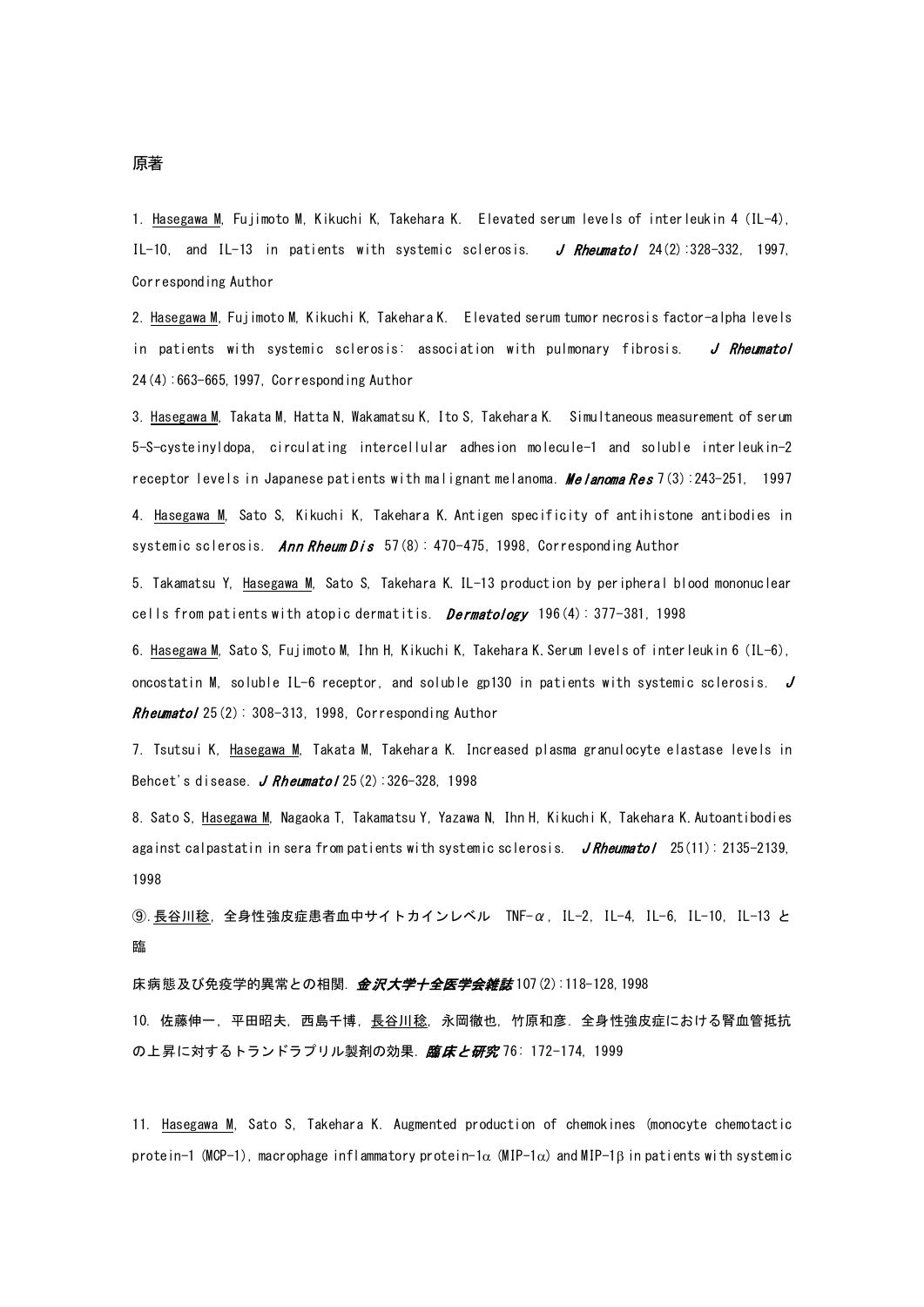原著

1. Hasegawa M, Fujimoto M, Kikuchi K, Takehara K. Elevated serum levels of interleukin 4 (IL-4), IL-10, and IL-13 in patients with systemic sclerosis. *J Rheumatol* 24(2):328-332, 1997, Corresponding Author

2. Hasegawa M, Fujimoto M, Kikuchi K, Takehara K. Elevated serum tumor necrosis factor-alpha levels in patients with systemic sclerosis: association with pulmonary fibrosis. *J Rheumatol* 24(4):663-665, 1997, Corresponding Author

3. Hasegawa M, Takata M, Hatta N, Wakamatsu K, Ito S, Takehara K. Simultaneous measurement of serum 5-S-cysteinyldopa, circulating intercellular adhesion molecule-1 and soluble interleukin-2 receptor levels in Japanese patients with malignant melanoma. *Melanoma Res* 7(3):243-251, 1997

4. Hasegawa M, Sato S, Kikuchi K, Takehara K. Antigen specificity of antihistone antibodies in systemic sclerosis. *Ann Rheum Dis* 57(8): 470-475, 1998, Corresponding Author

5. Takamatsu Y, Hasegawa M, Sato S, Takehara K. IL-13 production by peripheral blood mononuclear cells from patients with atopic dermatitis. *Dermatology* 196(4): 377-381, 1998

6. Hasegawa M, Sato S, Fujimoto M, Ihn H, Kikuchi K, Takehara K. Serum levels of interleukin 6 (IL-6), oncostatin M, soluble IL-6 receptor, and soluble gp130 in patients with systemic sclerosis. *J Rheumatol* 25(2): 308-313, 1998, Corresponding Author

7. Tsutsui K, Hasegawa M, Takata M, Takehara K. Increased plasma granulocyte elastase levels in Behcet's disease. *J Rheumatol* 25(2):326-328, 1998

8. Sato S, Hasegawa M, Nagaoka T, Takamatsu Y, Yazawa N, Ihn H, Kikuchi K, Takehara K. Autoantibodies against calpastatin in sera from patients with systemic sclerosis. *J Rheumatol* 25(11): 2135-2139, 1998

⑨.長谷川稔, 全身性強皮症患者血中サイトカインレベル TNF-$\alpha$, IL-2, IL-4, IL-6, IL-10, IL-13 と臨床病態及び免疫学的異常との相関. ***金沢大学十全医学会雑誌*** 107(2):118-128, 1998

10. 佐藤伸一, 平田昭夫, 西島千博, 長谷川稔, 永岡徹也, 竹原和彦. 全身性強皮症における腎血管抵抗の上昇に対するトランドラプリル製剤の効果. ***臨床と研究*** 76: 172-174, 1999

11. Hasegawa M, Sato S, Takehara K. Augmented production of chemokines (monocyte chemotactic protein-1 (MCP-1), macrophage inflammatory protein-1$\alpha$ (MIP-1$\alpha$) and MIP-1$\beta$ in patients with systemic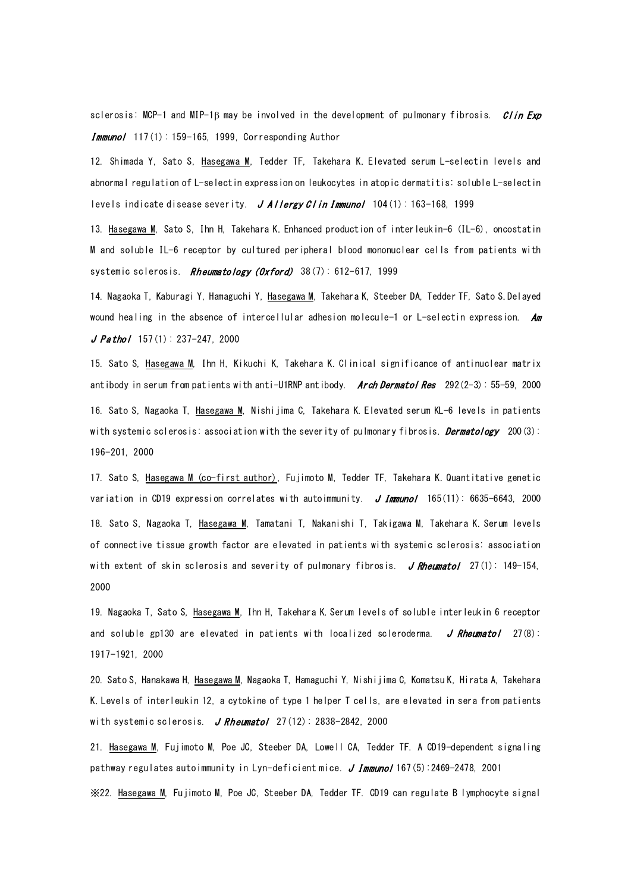sclerosis: MCP-1 and MIP-1β may be involved in the development of pulmonary fibrosis. *Clin Exp Immunol* 117(1): 159-165, 1999, Corresponding Author

12. Shimada Y, Sato S, Hasegawa M, Tedder TF, Takehara K. Elevated serum L-selectin levels and abnormal regulation of L-selectin expression on leukocytes in atopic dermatitis: soluble L-selectin levels indicate disease severity. *J Allergy Clin Immunol* 104(1): 163-168, 1999

13. Hasegawa M, Sato S, Ihn H, Takehara K. Enhanced production of interleukin-6 (IL-6), oncostatin M and soluble IL-6 receptor by cultured peripheral blood mononuclear cells from patients with systemic sclerosis. *Rheumatology (Oxford)* 38(7): 612-617, 1999

14. Nagaoka T, Kaburagi Y, Hamaguchi Y, Hasegawa M, Takehara K, Steeber DA, Tedder TF, Sato S. Delayed wound healing in the absence of intercellular adhesion molecule-1 or L-selectin expression. *Am J Pathol* 157(1): 237-247, 2000

15. Sato S, Hasegawa M, Ihn H, Kikuchi K, Takehara K. Clinical significance of antinuclear matrix antibody in serum from patients with anti-U1RNP antibody. *Arch Dermatol Res* 292(2-3): 55-59, 2000

16. Sato S, Nagaoka T, Hasegawa M, Nishijima C, Takehara K. Elevated serum KL-6 levels in patients with systemic sclerosis: association with the severity of pulmonary fibrosis. *Dermatology* 200(3): 196-201, 2000

17. Sato S, Hasegawa M (co-first author), Fujimoto M, Tedder TF, Takehara K. Quantitative genetic variation in CD19 expression correlates with autoimmunity. *J Immunol* 165(11): 6635-6643, 2000

18. Sato S, Nagaoka T, Hasegawa M, Tamatani T, Nakanishi T, Takigawa M, Takehara K. Serum levels of connective tissue growth factor are elevated in patients with systemic sclerosis: association with extent of skin sclerosis and severity of pulmonary fibrosis. *J Rheumatol* 27(1): 149-154, 2000

19. Nagaoka T, Sato S, Hasegawa M, Ihn H, Takehara K. Serum levels of soluble interleukin 6 receptor and soluble gp130 are elevated in patients with localized scleroderma. *J Rheumatol* 27(8): 1917-1921, 2000

20. Sato S, Hanakawa H, Hasegawa M, Nagaoka T, Hamaguchi Y, Nishijima C, Komatsu K, Hirata A, Takehara K. Levels of interleukin 12, a cytokine of type 1 helper T cells, are elevated in sera from patients with systemic sclerosis. *J Rheumatol* 27(12): 2838-2842, 2000

21. Hasegawa M, Fujimoto M, Poe JC, Steeber DA, Lowell CA, Tedder TF. A CD19-dependent signaling pathway regulates autoimmunity in Lyn-deficient mice. *J Immunol* 167(5):2469-2478, 2001

※22. Hasegawa M, Fujimoto M, Poe JC, Steeber DA, Tedder TF. CD19 can regulate B lymphocyte signal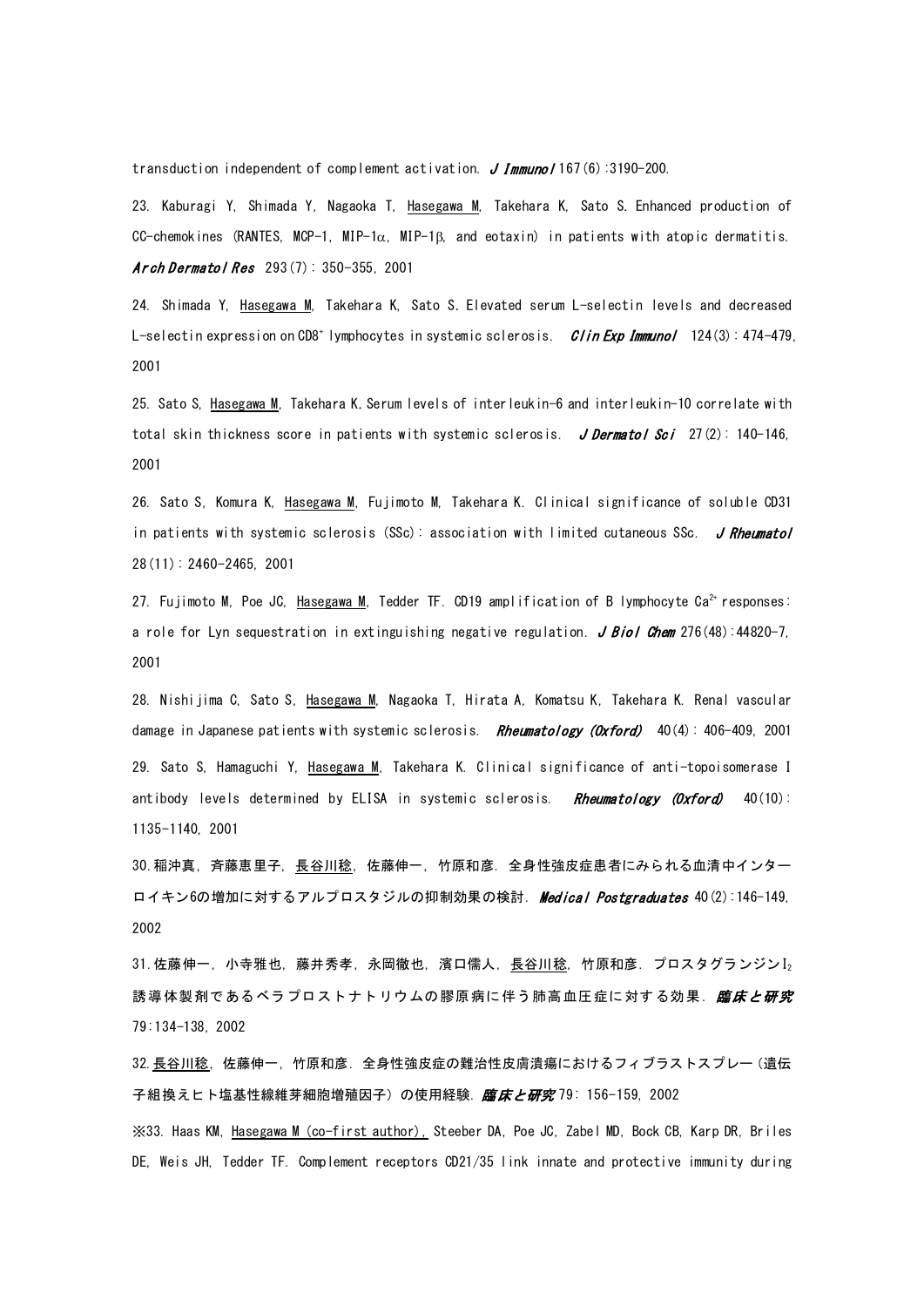transduction independent of complement activation. *J Immunol* 167(6):3190-200.

23. Kaburagi Y, Shimada Y, Nagaoka T, Hasegawa M, Takehara K, Sato S. Enhanced production of CC-chemokines (RANTES, MCP-1, MIP-1α, MIP-1β, and eotaxin) in patients with atopic dermatitis. ***Arch Dermatol Res*** 293(7): 350-355, 2001

24. Shimada Y, Hasegawa M, Takehara K, Sato S. Elevated serum L-selectin levels and decreased L-selectin expression on $CD8^+$ lymphocytes in systemic sclerosis. ***Clin Exp Immunol*** 124(3): 474-479, 2001

25. Sato S, Hasegawa M, Takehara K. Serum levels of interleukin-6 and interleukin-10 correlate with total skin thickness score in patients with systemic sclerosis. ***J Dermatol Sci*** 27(2): 140-146, 2001

26. Sato S, Komura K, Hasegawa M, Fujimoto M, Takehara K. Clinical significance of soluble CD31 in patients with systemic sclerosis (SSc): association with limited cutaneous SSc. ***J Rheumatol*** 28(11): 2460-2465, 2001

27. Fujimoto M, Poe JC, Hasegawa M, Tedder TF. CD19 amplification of B lymphocyte $Ca^{2+}$ responses: a role for Lyn sequestration in extinguishing negative regulation. ***J Biol Chem*** 276(48):44820-7, 2001

28. Nishijima C, Sato S, Hasegawa M, Nagaoka T, Hirata A, Komatsu K, Takehara K. Renal vascular damage in Japanese patients with systemic sclerosis. ***Rheumatology (Oxford)*** 40(4): 406-409, 2001

29. Sato S, Hamaguchi Y, Hasegawa M, Takehara K. Clinical significance of anti-topoisomerase I antibody levels determined by ELISA in systemic sclerosis. ***Rheumatology (Oxford)*** 40(10): 1135-1140, 2001

30.稲沖真，斉藤恵里子，長谷川稔，佐藤伸一，竹原和彦．全身性強皮症患者にみられる血清中インターロイキン6の増加に対するアルプロスタジルの抑制効果の検討．***Medical Postgraduates*** 40(2):146-149, 2002

31.佐藤伸一，小寺雅也，藤井秀孝，永岡徹也，濱口儒人，長谷川稔，竹原和彦．プロスタグランジン$I_2$誘導体製剤であるベラプロストナトリウムの膠原病に伴う肺高血圧症に対する効果．***臨床と研究*** 79:134-138, 2002

32.長谷川稔，佐藤伸一，竹原和彦．全身性強皮症の難治性皮膚潰瘍におけるフィブラストスプレー（遺伝子組換えヒト塩基性線維芽細胞増殖因子）の使用経験．***臨床と研究*** 79: 156-159, 2002

※33. Haas KM, Hasegawa M (co-first author), Steeber DA, Poe JC, Zabel MD, Bock CB, Karp DR, Briles DE, Weis JH, Tedder TF. Complement receptors CD21/35 link innate and protective immunity during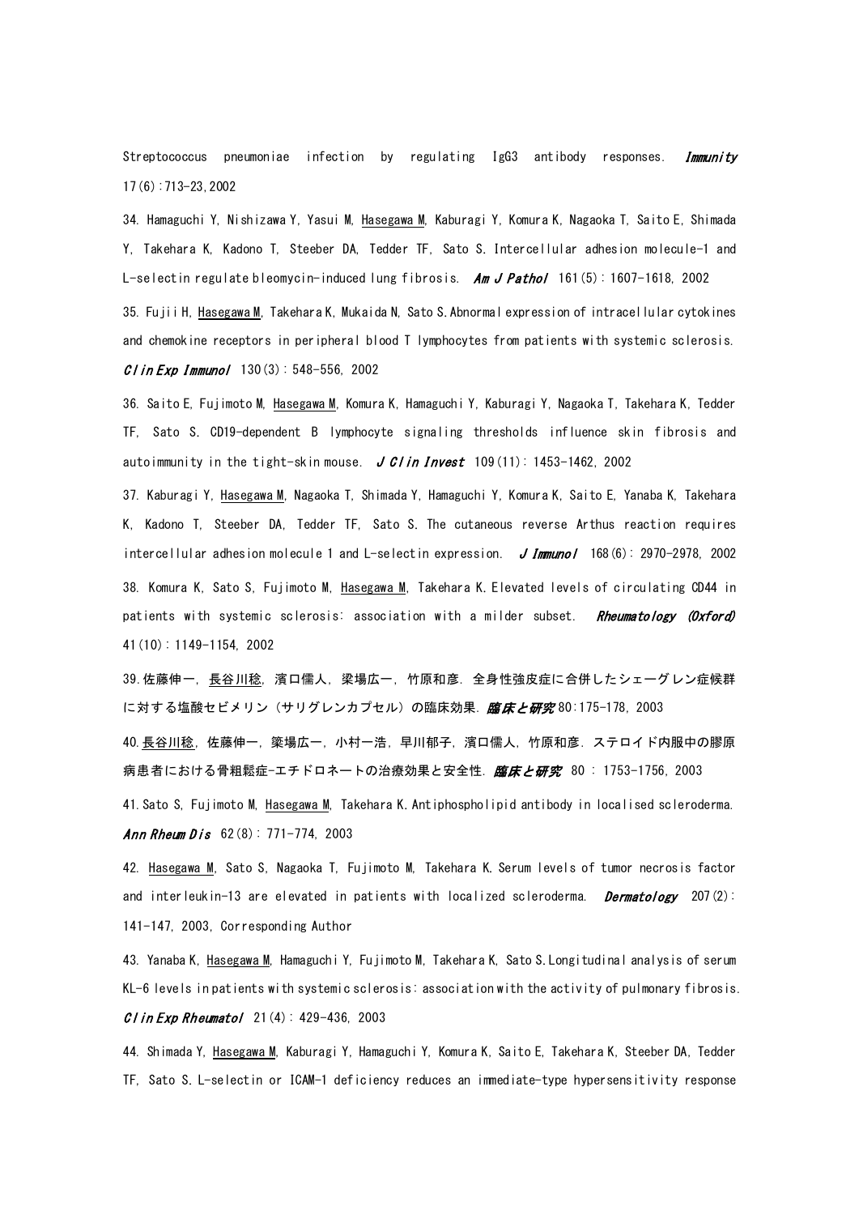Streptococcus pneumoniae infection by regulating IgG3 antibody responses. *Immunity* 17(6):713-23,2002

34. Hamaguchi Y, Nishizawa Y, Yasui M, Hasegawa M, Kaburagi Y, Komura K, Nagaoka T, Saito E, Shimada Y, Takehara K, Kadono T, Steeber DA, Tedder TF, Sato S. Intercellular adhesion molecule-1 and L-selectin regulate bleomycin-induced lung fibrosis. *Am J Pathol* 161(5): 1607-1618, 2002

35. Fujii H, Hasegawa M, Takehara K, Mukaida N, Sato S. Abnormal expression of intracellular cytokines and chemokine receptors in peripheral blood T lymphocytes from patients with systemic sclerosis. *Clin Exp Immunol* 130(3): 548-556, 2002

36. Saito E, Fujimoto M, Hasegawa M, Komura K, Hamaguchi Y, Kaburagi Y, Nagaoka T, Takehara K, Tedder TF, Sato S. CD19-dependent B lymphocyte signaling thresholds influence skin fibrosis and autoimmunity in the tight-skin mouse. *J Clin Invest* 109(11): 1453-1462, 2002

37. Kaburagi Y, Hasegawa M, Nagaoka T, Shimada Y, Hamaguchi Y, Komura K, Saito E, Yanaba K, Takehara K, Kadono T, Steeber DA, Tedder TF, Sato S. The cutaneous reverse Arthus reaction requires intercellular adhesion molecule 1 and L-selectin expression. *J Immunol* 168(6): 2970-2978, 2002

38. Komura K, Sato S, Fujimoto M, Hasegawa M, Takehara K. Elevated levels of circulating CD44 in patients with systemic sclerosis: association with a milder subset. *Rheumatology (Oxford)* 41(10): 1149-1154, 2002

39. 佐藤伸一，長谷川稔，濱口儒人，梁場広一，竹原和彦．全身性強皮症に合併したシェーグレン症候群に対する塩酸セビメリン（サリグレンカプセル）の臨床効果．***臨床と研究*** 80:175-178, 2003

40. 長谷川稔，佐藤伸一，築場広一，小村一浩，早川郁子，濱口儒人，竹原和彦．ステロイド内服中の膠原病患者における骨粗鬆症-エチドロネートの治療効果と安全性．***臨床と研究*** 80 : 1753-1756, 2003

41. Sato S, Fujimoto M, Hasegawa M, Takehara K. Antiphospholipid antibody in localised scleroderma. *Ann Rheum Dis* 62(8): 771-774, 2003

42. Hasegawa M, Sato S, Nagaoka T, Fujimoto M, Takehara K. Serum levels of tumor necrosis factor and interleukin-13 are elevated in patients with localized scleroderma. *Dermatology* 207(2): 141-147, 2003, Corresponding Author

43. Yanaba K, Hasegawa M, Hamaguchi Y, Fujimoto M, Takehara K, Sato S. Longitudinal analysis of serum KL-6 levels in patients with systemic sclerosis: association with the activity of pulmonary fibrosis. *Clin Exp Rheumatol* 21(4): 429-436, 2003

44. Shimada Y, Hasegawa M, Kaburagi Y, Hamaguchi Y, Komura K, Saito E, Takehara K, Steeber DA, Tedder TF, Sato S. L-selectin or ICAM-1 deficiency reduces an immediate-type hypersensitivity response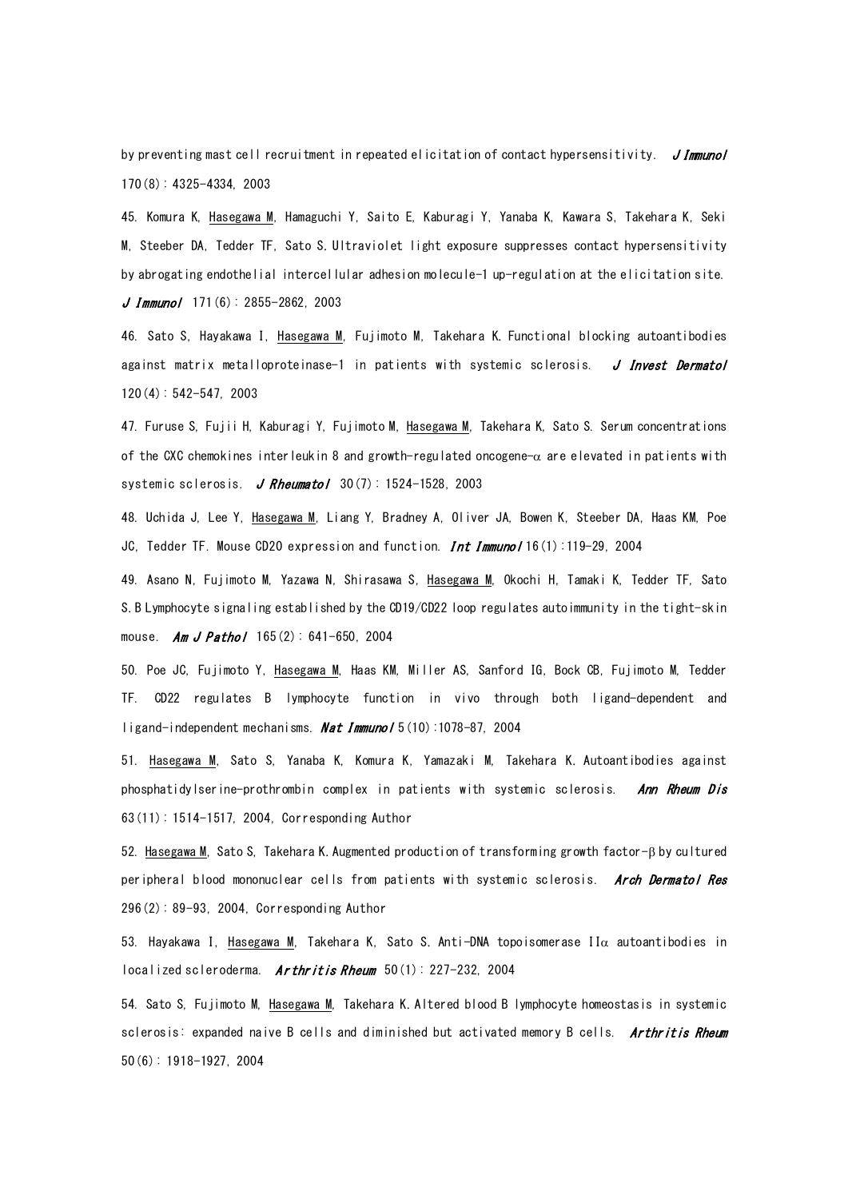by preventing mast cell recruitment in repeated elicitation of contact hypersensitivity. *J Immunol* 170(8): 4325-4334, 2003

45. Komura K, Hasegawa M, Hamaguchi Y, Saito E, Kaburagi Y, Yanaba K, Kawara S, Takehara K, Seki M, Steeber DA, Tedder TF, Sato S. Ultraviolet light exposure suppresses contact hypersensitivity by abrogating endothelial intercellular adhesion molecule-1 up-regulation at the elicitation site. *J Immunol* 171(6): 2855-2862, 2003

46. Sato S, Hayakawa I, Hasegawa M, Fujimoto M, Takehara K. Functional blocking autoantibodies against matrix metalloproteinase-1 in patients with systemic sclerosis. *J Invest Dermatol* 120(4): 542-547, 2003

47. Furuse S, Fujii H, Kaburagi Y, Fujimoto M, Hasegawa M, Takehara K, Sato S. Serum concentrations of the CXC chemokines interleukin 8 and growth-regulated oncogene-α are elevated in patients with systemic sclerosis. *J Rheumatol* 30(7): 1524-1528, 2003

48. Uchida J, Lee Y, Hasegawa M, Liang Y, Bradney A, Oliver JA, Bowen K, Steeber DA, Haas KM, Poe JC, Tedder TF. Mouse CD20 expression and function. *Int Immunol* 16(1):119-29, 2004

49. Asano N, Fujimoto M, Yazawa N, Shirasawa S, Hasegawa M, Okochi H, Tamaki K, Tedder TF, Sato S. B Lymphocyte signaling established by the CD19/CD22 loop regulates autoimmunity in the tight-skin mouse. *Am J Pathol* 165(2): 641-650, 2004

50. Poe JC, Fujimoto Y, Hasegawa M, Haas KM, Miller AS, Sanford IG, Bock CB, Fujimoto M, Tedder TF. CD22 regulates B lymphocyte function in vivo through both ligand-dependent and ligand-independent mechanisms. *Nat Immunol* 5(10):1078-87, 2004

51. Hasegawa M, Sato S, Yanaba K, Komura K, Yamazaki M, Takehara K. Autoantibodies against phosphatidylserine-prothrombin complex in patients with systemic sclerosis. *Ann Rheum Dis* 63(11): 1514-1517, 2004, Corresponding Author

52. Hasegawa M, Sato S, Takehara K. Augmented production of transforming growth factor-β by cultured peripheral blood mononuclear cells from patients with systemic sclerosis. *Arch Dermatol Res* 296(2): 89-93, 2004, Corresponding Author

53. Hayakawa I, Hasegawa M, Takehara K, Sato S. Anti-DNA topoisomerase IIα autoantibodies in localized scleroderma. *Arthritis Rheum* 50(1): 227-232, 2004

54. Sato S, Fujimoto M, Hasegawa M, Takehara K. Altered blood B lymphocyte homeostasis in systemic sclerosis: expanded naive B cells and diminished but activated memory B cells. *Arthritis Rheum* 50(6): 1918-1927, 2004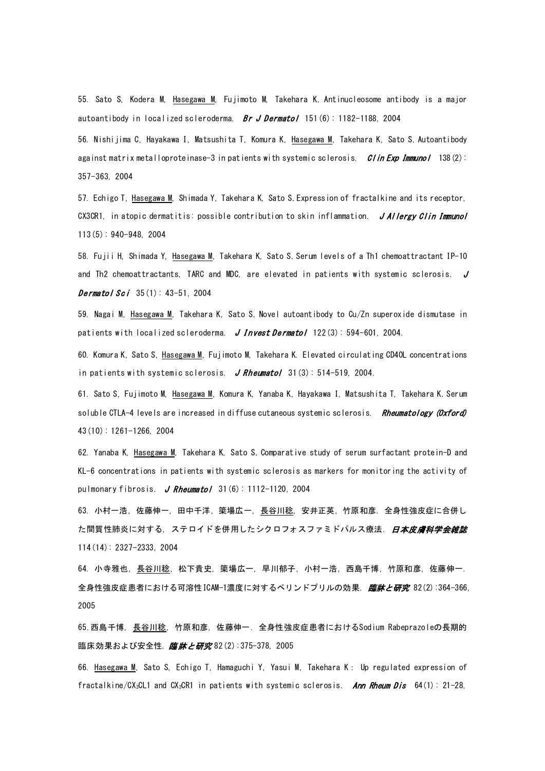55. Sato S, Kodera M, <u>Hasegawa M</u>, Fujimoto M, Takehara K. Antinucleosome antibody is a major autoantibody in localized scleroderma. ***Br J Dermatol*** 151(6): 1182-1188, 2004

56. Nishijima C, Hayakawa I, Matsushita T, Komura K, <u>Hasegawa M</u>, Takehara K, Sato S. Autoantibody against matrix metalloproteinase-3 in patients with systemic sclerosis. ***Clin Exp Immunol*** 138(2): 357-363, 2004

57. Echigo T, <u>Hasegawa M</u>, Shimada Y, Takehara K, Sato S. Expression of fractalkine and its receptor, CX3CR1, in atopic dermatitis: possible contribution to skin inflammation. ***J Allergy Clin Immunol*** 113(5): 940-948, 2004

58. Fujii H, Shimada Y, <u>Hasegawa M</u>, Takehara K, Sato S. Serum levels of a Th1 chemoattractant IP-10 and Th2 chemoattractants, TARC and MDC, are elevated in patients with systemic sclerosis. ***J Dermatol Sci*** 35(1): 43-51, 2004

59. Nagai M, <u>Hasegawa M</u>, Takehara K, Sato S. Novel autoantibody to Cu/Zn superoxide dismutase in patients with localized scleroderma. ***J Invest Dermatol*** 122(3): 594-601, 2004.

60. Komura K, Sato S, <u>Hasegawa M</u>, Fujimoto M, Takehara K. Elevated circulating CD40L concentrations in patients with systemic sclerosis. ***J Rheumatol*** 31(3): 514-519, 2004.

61. Sato S, Fujimoto M, <u>Hasegawa M</u>, Komura K, Yanaba K, Hayakawa I, Matsushita T, Takehara K. Serum soluble CTLA-4 levels are increased in diffuse cutaneous systemic sclerosis. ***Rheumatology (Oxford)*** 43(10): 1261-1266, 2004

62. Yanaba K, <u>Hasegawa M</u>, Takehara K, Sato S. Comparative study of serum surfactant protein-D and KL-6 concentrations in patients with systemic sclerosis as markers for monitoring the activity of pulmonary fibrosis. ***J Rheumatol*** 31(6): 1112-1120, 2004

63. 小村一浩, 佐藤伸一, 田中千洋, 簗場広一, <u>長谷川稔</u>, 安井正英, 竹原和彦. 全身性強皮症に合併した間質性肺炎に対する, ステロイドを併用したシクロフォスファミドパルス療法. ***日本皮膚科学会雑誌*** 114(14): 2327-2333, 2004

64. 小寺雅也, <u>長谷川稔</u>, 松下貴史, 簗場広一, 早川郁子, 小村一浩, 西島千博, 竹原和彦, 佐藤伸一. 全身性強皮症患者における可溶性ICAM-1濃度に対するペリンドプリルの効果. ***臨牀と研究*** 82(2):364-366, 2005

65. 西島千博, <u>長谷川稔</u>, 竹原和彦, 佐藤伸一. 全身性強皮症患者におけるSodium Rabeprazoleの長期的臨床効果および安全性. ***臨牀と研究*** 82(2):375-378, 2005

66. <u>Hasegawa M</u>, Sato S, Echigo T, Hamaguchi Y, Yasui M, Takehara K: Up regulated expression of fractalkine/$CX_3CL1$ and $CX_3CR1$ in patients with systemic sclerosis. ***Ann Rheum Dis*** 64(1): 21-28,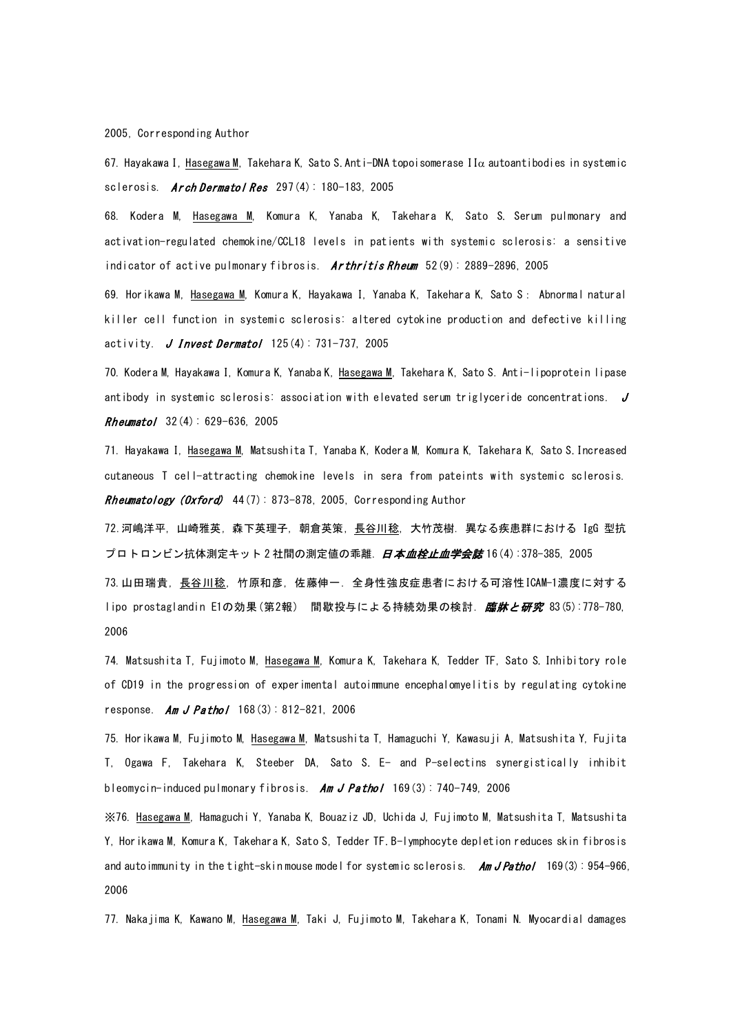2005, Corresponding Author

67. Hayakawa I, Hasegawa M, Takehara K, Sato S. Anti-DNA topoisomerase IIα autoantibodies in systemic sclerosis. *Arch Dermatol Res* 297(4): 180-183, 2005

68. Kodera M, Hasegawa M, Komura K, Yanaba K, Takehara K, Sato S. Serum pulmonary and activation-regulated chemokine/CCL18 levels in patients with systemic sclerosis: a sensitive indicator of active pulmonary fibrosis. *Arthritis Rheum* 52(9): 2889-2896, 2005

69. Horikawa M, Hasegawa M, Komura K, Hayakawa I, Yanaba K, Takehara K, Sato S: Abnormal natural killer cell function in systemic sclerosis: altered cytokine production and defective killing activity. *J Invest Dermatol* 125(4): 731-737, 2005

70. Kodera M, Hayakawa I, Komura K, Yanaba K, Hasegawa M, Takehara K, Sato S. Anti-lipoprotein lipase antibody in systemic sclerosis: association with elevated serum triglyceride concentrations. *J Rheumatol* 32(4): 629-636, 2005

71. Hayakawa I, Hasegawa M, Matsushita T, Yanaba K, Kodera M, Komura K, Takehara K, Sato S. Increased cutaneous T cell-attracting chemokine levels in sera from pateints with systemic sclerosis. *Rheumatology (Oxford)* 44(7): 873-878, 2005, Corresponding Author

72. 河嶋洋平, 山崎雅英, 森下英理子, 朝倉英策, 長谷川稔, 大竹茂樹. 異なる疾患群における IgG 型抗プロトロンビン抗体測定キット2社間の測定値の乖離. ***日本血栓止血学会誌*** 16(4):378-385, 2005

73. 山田瑞貴, 長谷川稔, 竹原和彦, 佐藤伸一. 全身性強皮症患者における可溶性ICAM-1濃度に対するlipo prostaglandin E1の効果(第2報) 間歇投与による持続効果の検討. ***臨牀と研究*** 83(5):778-780, 2006

74. Matsushita T, Fujimoto M, Hasegawa M, Komura K, Takehara K, Tedder TF, Sato S. Inhibitory role of CD19 in the progression of experimental autoimmune encephalomyelitis by regulating cytokine response. *Am J Pathol* 168(3): 812-821, 2006

75. Horikawa M, Fujimoto M, Hasegawa M, Matsushita T, Hamaguchi Y, Kawasuji A, Matsushita Y, Fujita T, Ogawa F, Takehara K, Steeber DA, Sato S. E- and P-selectins synergistically inhibit bleomycin-induced pulmonary fibrosis. *Am J Pathol* 169(3): 740-749, 2006

※76. Hasegawa M, Hamaguchi Y, Yanaba K, Bouaziz JD, Uchida J, Fujimoto M, Matsushita T, Matsushita Y, Horikawa M, Komura K, Takehara K, Sato S, Tedder TF. B-lymphocyte depletion reduces skin fibrosis and autoimmunity in the tight-skin mouse model for systemic sclerosis. *Am J Pathol* 169(3): 954-966, 2006

77. Nakajima K, Kawano M, Hasegawa M, Taki J, Fujimoto M, Takehara K, Tonami N. Myocardial damages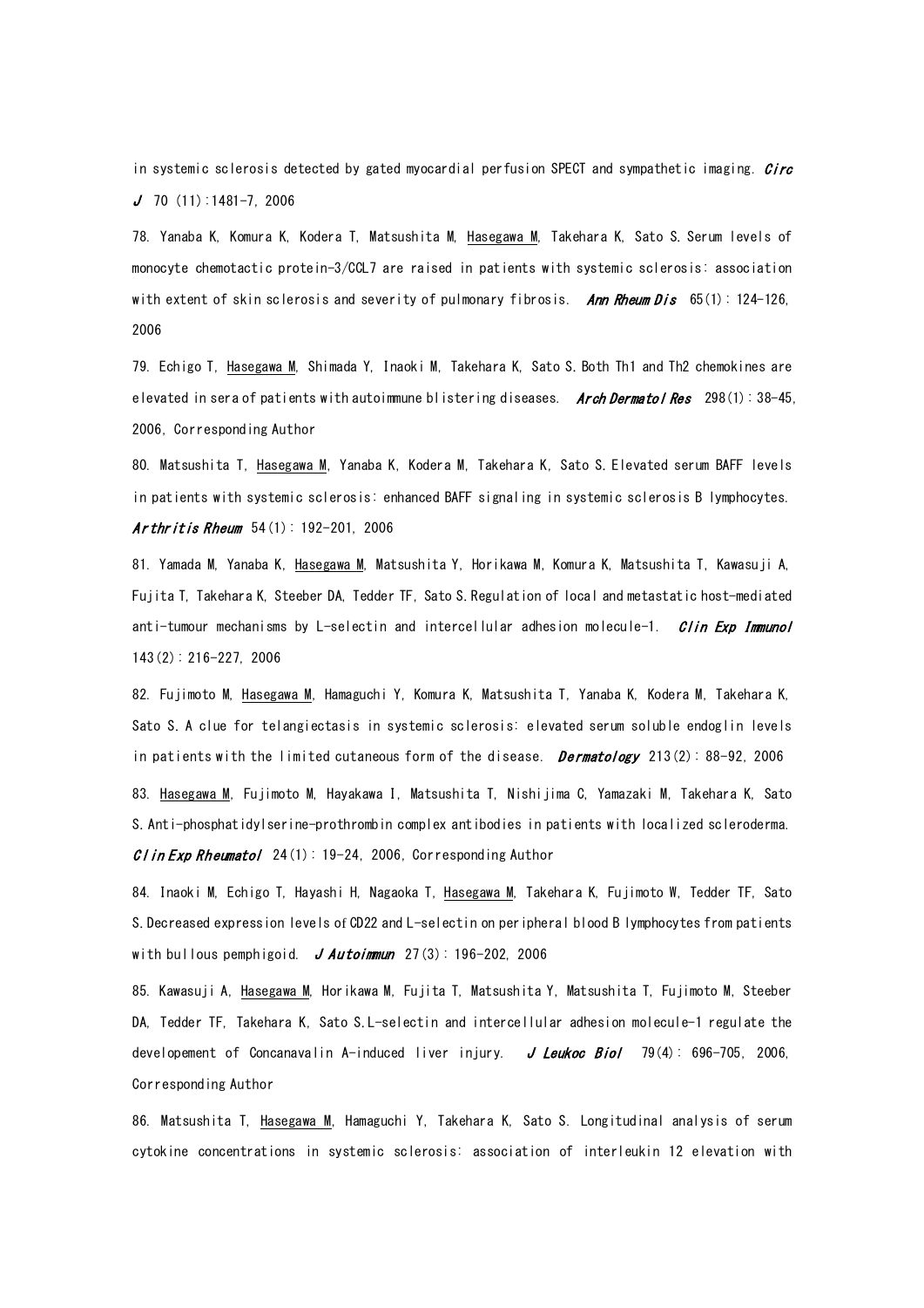in systemic sclerosis detected by gated myocardial perfusion SPECT and sympathetic imaging. *Circ J* 70 (11):1481-7, 2006

78. Yanaba K, Komura K, Kodera T, Matsushita M, Hasegawa M, Takehara K, Sato S. Serum levels of monocyte chemotactic protein-3/CCL7 are raised in patients with systemic sclerosis: association with extent of skin sclerosis and severity of pulmonary fibrosis. ***Ann Rheum Dis*** 65(1): 124-126, 2006

79. Echigo T, Hasegawa M, Shimada Y, Inaoki M, Takehara K, Sato S. Both Th1 and Th2 chemokines are elevated in sera of patients with autoimmune blistering diseases. ***Arch Dermatol Res*** 298(1): 38-45, 2006, Corresponding Author

80. Matsushita T, Hasegawa M, Yanaba K, Kodera M, Takehara K, Sato S. Elevated serum BAFF levels in patients with systemic sclerosis: enhanced BAFF signaling in systemic sclerosis B lymphocytes. ***Arthritis Rheum*** 54(1): 192-201, 2006

81. Yamada M, Yanaba K, Hasegawa M, Matsushita Y, Horikawa M, Komura K, Matsushita T, Kawasuji A, Fujita T, Takehara K, Steeber DA, Tedder TF, Sato S. Regulation of local and metastatic host-mediated anti-tumour mechanisms by L-selectin and intercellular adhesion molecule-1. ***Clin Exp Immunol*** 143(2): 216-227, 2006

82. Fujimoto M, Hasegawa M, Hamaguchi Y, Komura K, Matsushita T, Yanaba K, Kodera M, Takehara K, Sato S. A clue for telangiectasis in systemic sclerosis: elevated serum soluble endoglin levels in patients with the limited cutaneous form of the disease. ***Dermatology*** 213(2): 88-92, 2006

83. Hasegawa M, Fujimoto M, Hayakawa I, Matsushita T, Nishijima C, Yamazaki M, Takehara K, Sato S. Anti-phosphatidylserine-prothrombin complex antibodies in patients with localized scleroderma. ***Clin Exp Rheumatol*** 24(1): 19-24, 2006, Corresponding Author

84. Inaoki M, Echigo T, Hayashi H, Nagaoka T, Hasegawa M, Takehara K, Fujimoto W, Tedder TF, Sato S. Decreased expression levels of CD22 and L-selectin on peripheral blood B lymphocytes from patients with bullous pemphigoid. ***J Autoimmun*** 27(3): 196-202, 2006

85. Kawasuji A, Hasegawa M, Horikawa M, Fujita T, Matsushita Y, Matsushita T, Fujimoto M, Steeber DA, Tedder TF, Takehara K, Sato S. L-selectin and intercellular adhesion molecule-1 regulate the developement of Concanavalin A-induced liver injury. ***J Leukoc Biol*** 79(4): 696-705, 2006, Corresponding Author

86. Matsushita T, Hasegawa M, Hamaguchi Y, Takehara K, Sato S. Longitudinal analysis of serum cytokine concentrations in systemic sclerosis: association of interleukin 12 elevation with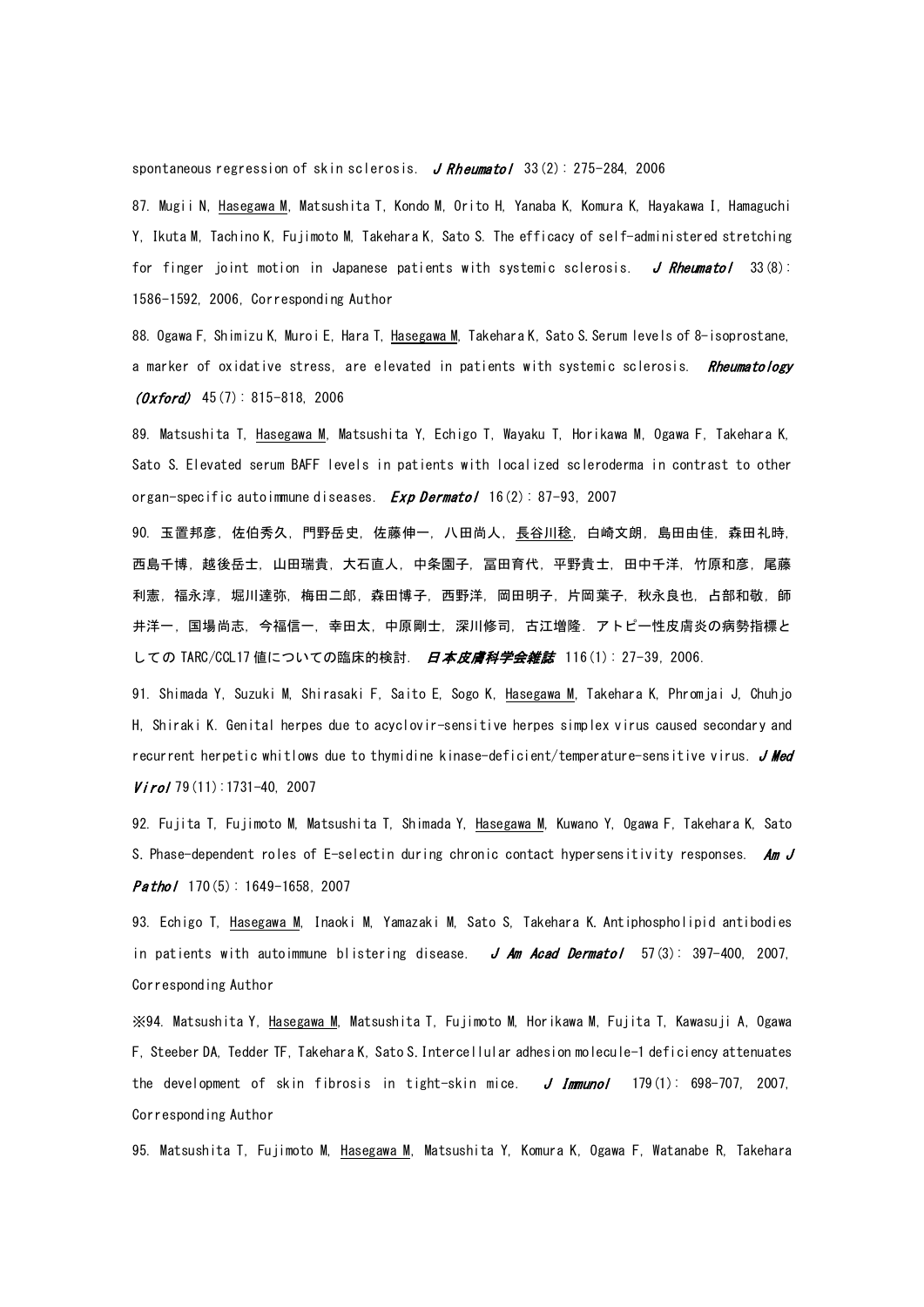spontaneous regression of skin sclerosis. *J Rheumatol* 33(2): 275-284, 2006

87. Mugii N, Hasegawa M, Matsushita T, Kondo M, Orito H, Yanaba K, Komura K, Hayakawa I, Hamaguchi Y, Ikuta M, Tachino K, Fujimoto M, Takehara K, Sato S. The efficacy of self-administered stretching for finger joint motion in Japanese patients with systemic sclerosis. *J Rheumatol* 33(8): 1586-1592, 2006, Corresponding Author

88. Ogawa F, Shimizu K, Muroi E, Hara T, Hasegawa M, Takehara K, Sato S. Serum levels of 8-isoprostane, a marker of oxidative stress, are elevated in patients with systemic sclerosis. *Rheumatology (Oxford)* 45(7): 815-818, 2006

89. Matsushita T, Hasegawa M, Matsushita Y, Echigo T, Wayaku T, Horikawa M, Ogawa F, Takehara K, Sato S. Elevated serum BAFF levels in patients with localized scleroderma in contrast to other organ-specific autoimmune diseases. *Exp Dermatol* 16(2): 87-93, 2007

90. 玉置邦彦, 佐伯秀久, 門野岳史, 佐藤伸一, 八田尚人, 長谷川稔, 白崎文朗, 島田由佳, 森田礼時, 西島千博, 越後岳士, 山田瑞貴, 大石直人, 中条園子, 冨田育代, 平野貴士, 田中千洋, 竹原和彦, 尾藤利憲, 福永淳, 堀川達弥, 梅田二郎, 森田博子, 西野洋, 岡田明子, 片岡葉子, 秋永良也, 占部和敬, 師井洋一, 国場尚志, 今福信一, 幸田太, 中原剛士, 深川修司, 古江増隆. アトピー性皮膚炎の病勢指標としての TARC/CCL17 値についての臨床的検討. *日本皮膚科学会雑誌* 116(1): 27-39, 2006.

91. Shimada Y, Suzuki M, Shirasaki F, Saito E, Sogo K, Hasegawa M, Takehara K, Phromjai J, Chuhjo H, Shiraki K. Genital herpes due to acyclovir-sensitive herpes simplex virus caused secondary and recurrent herpetic whitlows due to thymidine kinase-deficient/temperature-sensitive virus. *J Med Virol* 79(11):1731-40, 2007

92. Fujita T, Fujimoto M, Matsushita T, Shimada Y, Hasegawa M, Kuwano Y, Ogawa F, Takehara K, Sato S. Phase-dependent roles of E-selectin during chronic contact hypersensitivity responses. *Am J Pathol* 170(5): 1649-1658, 2007

93. Echigo T, Hasegawa M, Inaoki M, Yamazaki M, Sato S, Takehara K. Antiphospholipid antibodies in patients with autoimmune blistering disease. *J Am Acad Dermatol* 57(3): 397-400, 2007, Corresponding Author

※94. Matsushita Y, Hasegawa M, Matsushita T, Fujimoto M, Horikawa M, Fujita T, Kawasuji A, Ogawa F, Steeber DA, Tedder TF, Takehara K, Sato S. Intercellular adhesion molecule-1 deficiency attenuates the development of skin fibrosis in tight-skin mice. *J Immunol* 179(1): 698-707, 2007, Corresponding Author

95. Matsushita T, Fujimoto M, Hasegawa M, Matsushita Y, Komura K, Ogawa F, Watanabe R, Takehara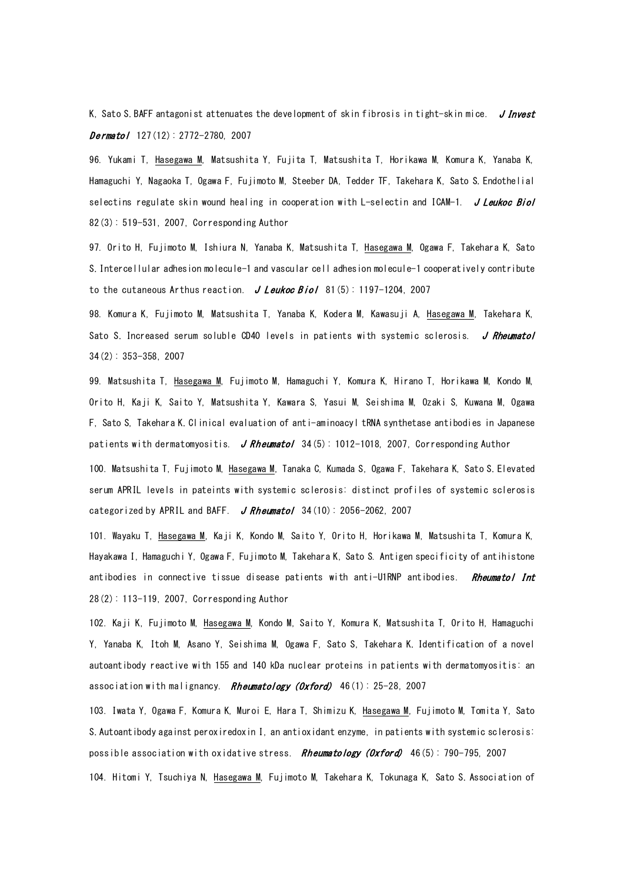K, Sato S. BAFF antagonist attenuates the development of skin fibrosis in tight-skin mice. *J Invest Dermatol* 127(12): 2772-2780, 2007

96. Yukami T, Hasegawa M, Matsushita Y, Fujita T, Matsushita T, Horikawa M, Komura K, Yanaba K, Hamaguchi Y, Nagaoka T, Ogawa F, Fujimoto M, Steeber DA, Tedder TF, Takehara K, Sato S. Endothelial selectins regulate skin wound healing in cooperation with L-selectin and ICAM-1. *J Leukoc Biol* 82(3): 519-531, 2007, Corresponding Author

97. Orito H, Fujimoto M, Ishiura N, Yanaba K, Matsushita T, Hasegawa M, Ogawa F, Takehara K, Sato S. Intercellular adhesion molecule-1 and vascular cell adhesion molecule-1 cooperatively contribute to the cutaneous Arthus reaction. *J Leukoc Biol* 81(5): 1197-1204, 2007

98. Komura K, Fujimoto M, Matsushita T, Yanaba K, Kodera M, Kawasuji A, Hasegawa M, Takehara K, Sato S. Increased serum soluble CD40 levels in patients with systemic sclerosis. *J Rheumatol* 34(2): 353-358, 2007

99. Matsushita T, Hasegawa M, Fujimoto M, Hamaguchi Y, Komura K, Hirano T, Horikawa M, Kondo M, Orito H, Kaji K, Saito Y, Matsushita Y, Kawara S, Yasui M, Seishima M, Ozaki S, Kuwana M, Ogawa F, Sato S, Takehara K. Clinical evaluation of anti-aminoacyl tRNA synthetase antibodies in Japanese patients with dermatomyositis. *J Rheumatol* 34(5): 1012-1018, 2007, Corresponding Author

100. Matsushita T, Fujimoto M, Hasegawa M, Tanaka C, Kumada S, Ogawa F, Takehara K, Sato S. Elevated serum APRIL levels in pateints with systemic sclerosis: distinct profiles of systemic sclerosis categorized by APRIL and BAFF. *J Rheumatol* 34(10): 2056-2062, 2007

101. Wayaku T, Hasegawa M, Kaji K, Kondo M, Saito Y, Orito H, Horikawa M, Matsushita T, Komura K, Hayakawa I, Hamaguchi Y, Ogawa F, Fujimoto M, Takehara K, Sato S. Antigen specificity of antihistone antibodies in connective tissue disease patients with anti-U1RNP antibodies. *Rheumatol Int* 28(2): 113-119, 2007, Corresponding Author

102. Kaji K, Fujimoto M, Hasegawa M, Kondo M, Saito Y, Komura K, Matsushita T, Orito H, Hamaguchi Y, Yanaba K, Itoh M, Asano Y, Seishima M, Ogawa F, Sato S, Takehara K. Identification of a novel autoantibody reactive with 155 and 140 kDa nuclear proteins in patients with dermatomyositis: an association with malignancy. *Rheumatology (Oxford)* 46(1): 25-28, 2007

103. Iwata Y, Ogawa F, Komura K, Muroi E, Hara T, Shimizu K, Hasegawa M, Fujimoto M, Tomita Y, Sato S. Autoantibody against peroxiredoxin I, an antioxidant enzyme, in patients with systemic sclerosis: possible association with oxidative stress. *Rheumatology (Oxford)* 46(5): 790-795, 2007

104. Hitomi Y, Tsuchiya N, Hasegawa M, Fujimoto M, Takehara K, Tokunaga K, Sato S. Association of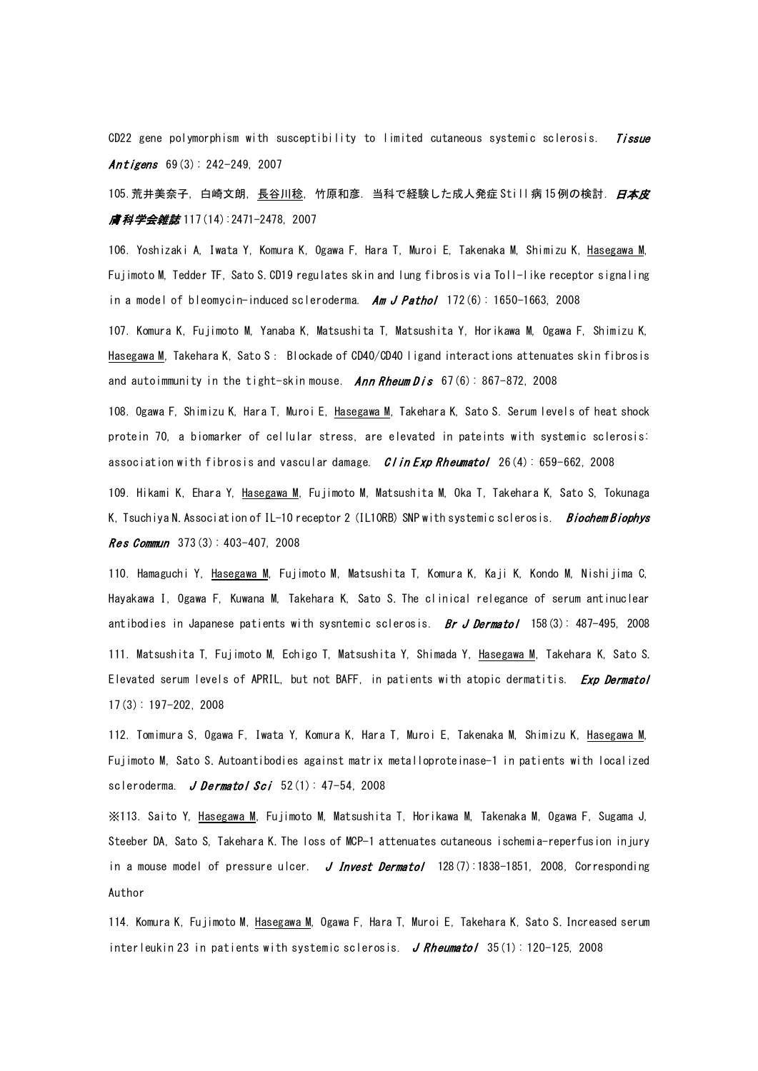CD22 gene polymorphism with susceptibility to limited cutaneous systemic sclerosis. *Tissue Antigens* 69(3): 242-249, 2007

105.荒井美奈子, 白崎文朗, 長谷川稔, 竹原和彦. 当科で経験した成人発症Still病15例の検討. ***日本皮膚科学会雑誌*** 117(14):2471-2478, 2007

106. Yoshizaki A, Iwata Y, Komura K, Ogawa F, Hara T, Muroi E, Takenaka M, Shimizu K, Hasegawa M, Fujimoto M, Tedder TF, Sato S. CD19 regulates skin and lung fibrosis via Toll-like receptor signaling in a model of bleomycin-induced scleroderma. *Am J Pathol* 172(6): 1650-1663, 2008

107. Komura K, Fujimoto M, Yanaba K, Matsushita T, Matsushita Y, Horikawa M, Ogawa F, Shimizu K, Hasegawa M, Takehara K, Sato S: Blockade of CD40/CD40 ligand interactions attenuates skin fibrosis and autoimmunity in the tight-skin mouse. *Ann Rheum Dis* 67(6): 867-872, 2008

108. Ogawa F, Shimizu K, Hara T, Muroi E, Hasegawa M, Takehara K, Sato S. Serum levels of heat shock protein 70, a biomarker of cellular stress, are elevated in pateints with systemic sclerosis: association with fibrosis and vascular damage. *Clin Exp Rheumatol* 26(4): 659-662, 2008

109. Hikami K, Ehara Y, Hasegawa M, Fujimoto M, Matsushita M, Oka T, Takehara K, Sato S, Tokunaga K, Tsuchiya N. Association of IL-10 receptor 2 (IL10RB) SNP with systemic sclerosis. *Biochem Biophys Res Commun* 373(3): 403-407, 2008

110. Hamaguchi Y, Hasegawa M, Fujimoto M, Matsushita T, Komura K, Kaji K, Kondo M, Nishijima C, Hayakawa I, Ogawa F, Kuwana M, Takehara K, Sato S. The clinical relegance of serum antinuclear antibodies in Japanese patients with sysntemic sclerosis. *Br J Dermatol* 158(3): 487-495, 2008

111. Matsushita T, Fujimoto M, Echigo T, Matsushita Y, Shimada Y, Hasegawa M, Takehara K, Sato S. Elevated serum levels of APRIL, but not BAFF, in patients with atopic dermatitis. *Exp Dermatol* 17(3): 197-202, 2008

112. Tomimura S, Ogawa F, Iwata Y, Komura K, Hara T, Muroi E, Takenaka M, Shimizu K, Hasegawa M, Fujimoto M, Sato S. Autoantibodies against matrix metalloproteinase-1 in patients with localized scleroderma. *J Dermatol Sci* 52(1): 47-54, 2008

※113. Saito Y, Hasegawa M, Fujimoto M, Matsushita T, Horikawa M, Takenaka M, Ogawa F, Sugama J, Steeber DA, Sato S, Takehara K. The loss of MCP-1 attenuates cutaneous ischemia-reperfusion injury in a mouse model of pressure ulcer. *J Invest Dermatol* 128(7):1838-1851, 2008, Corresponding Author

114. Komura K, Fujimoto M, Hasegawa M, Ogawa F, Hara T, Muroi E, Takehara K, Sato S. Increased serum interleukin 23 in patients with systemic sclerosis. *J Rheumatol* 35(1): 120-125, 2008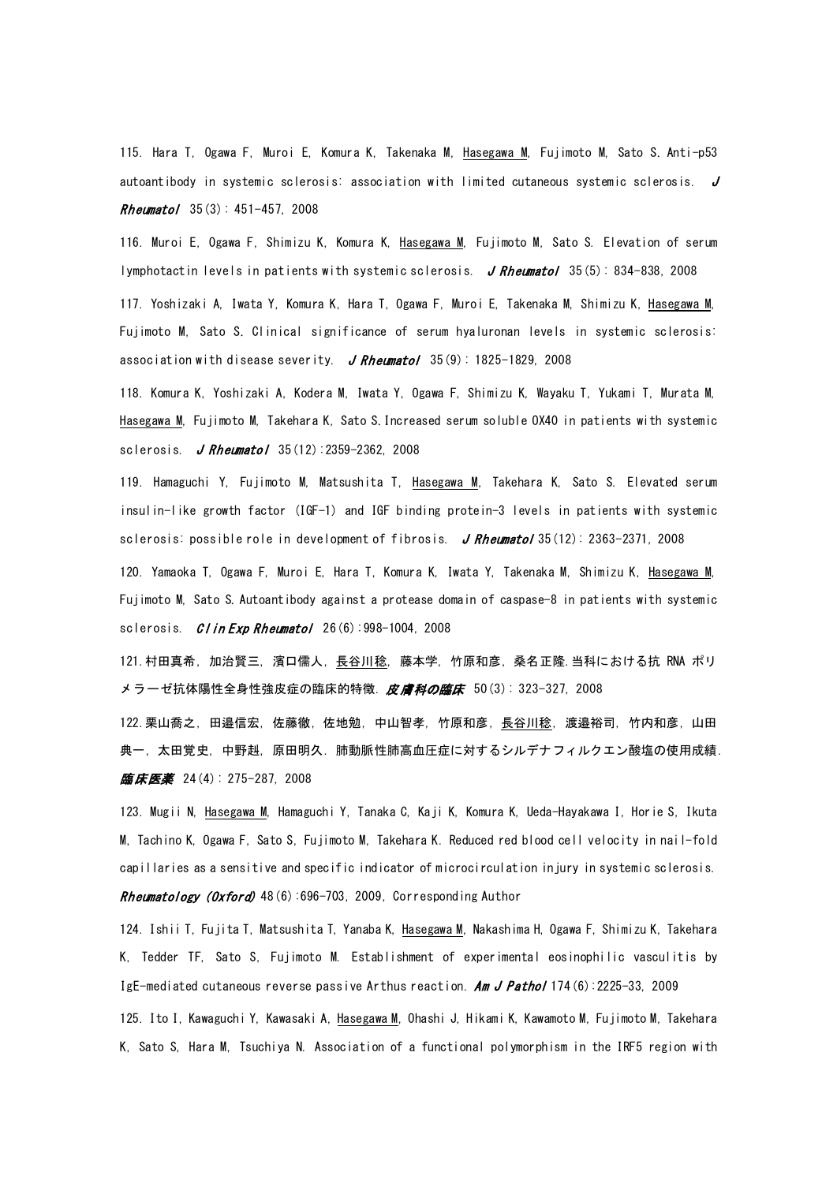115. Hara T, Ogawa F, Muroi E, Komura K, Takenaka M, Hasegawa M, Fujimoto M, Sato S. Anti-p53 autoantibody in systemic sclerosis: association with limited cutaneous systemic sclerosis. *J Rheumatol* 35(3): 451-457, 2008

116. Muroi E, Ogawa F, Shimizu K, Komura K, Hasegawa M, Fujimoto M, Sato S. Elevation of serum lymphotactin levels in patients with systemic sclerosis. *J Rheumatol* 35(5): 834-838, 2008

117. Yoshizaki A, Iwata Y, Komura K, Hara T, Ogawa F, Muroi E, Takenaka M, Shimizu K, Hasegawa M, Fujimoto M, Sato S. Clinical significance of serum hyaluronan levels in systemic sclerosis: association with disease severity. *J Rheumatol* 35(9): 1825-1829, 2008

118. Komura K, Yoshizaki A, Kodera M, Iwata Y, Ogawa F, Shimizu K, Wayaku T, Yukami T, Murata M, Hasegawa M, Fujimoto M, Takehara K, Sato S. Increased serum soluble OX40 in patients with systemic sclerosis. *J Rheumatol* 35(12):2359-2362, 2008

119. Hamaguchi Y, Fujimoto M, Matsushita T, Hasegawa M, Takehara K, Sato S. Elevated serum insulin-like growth factor (IGF-1) and IGF binding protein-3 levels in patients with systemic sclerosis: possible role in development of fibrosis. *J Rheumatol* 35(12): 2363-2371, 2008

120. Yamaoka T, Ogawa F, Muroi E, Hara T, Komura K, Iwata Y, Takenaka M, Shimizu K, Hasegawa M, Fujimoto M, Sato S. Autoantibody against a protease domain of caspase-8 in patients with systemic sclerosis. *Clin Exp Rheumatol* 26(6):998-1004, 2008

121. 村田真希, 加治賢三, 濱口儒人, 長谷川稔, 藤本学, 竹原和彦, 桑名正隆. 当科における抗 RNA ポリメラーゼ抗体陽性全身性強皮症の臨床的特徴. *皮膚科の臨床* 50(3): 323-327, 2008

122. 栗山喬之, 田邉信宏, 佐藤徹, 佐地勉, 中山智孝, 竹原和彦, 長谷川稔, 渡邉裕司, 竹内和彦, 山田典一, 太田覚史, 中野赳, 原田明久. 肺動脈性肺高血圧症に対するシルデナフィルクエン酸塩の使用成績. *臨床医薬* 24(4): 275-287, 2008

123. Mugii N, Hasegawa M, Hamaguchi Y, Tanaka C, Kaji K, Komura K, Ueda-Hayakawa I, Horie S, Ikuta M, Tachino K, Ogawa F, Sato S, Fujimoto M, Takehara K. Reduced red blood cell velocity in nail-fold capillaries as a sensitive and specific indicator of microcirculation injury in systemic sclerosis. *Rheumatology (Oxford)* 48(6):696-703, 2009, Corresponding Author

124. Ishii T, Fujita T, Matsushita T, Yanaba K, Hasegawa M, Nakashima H, Ogawa F, Shimizu K, Takehara K, Tedder TF, Sato S, Fujimoto M. Establishment of experimental eosinophilic vasculitis by IgE-mediated cutaneous reverse passive Arthus reaction. *Am J Pathol* 174(6):2225-33, 2009

125. Ito I, Kawaguchi Y, Kawasaki A, Hasegawa M, Ohashi J, Hikami K, Kawamoto M, Fujimoto M, Takehara K, Sato S, Hara M, Tsuchiya N. Association of a functional polymorphism in the IRF5 region with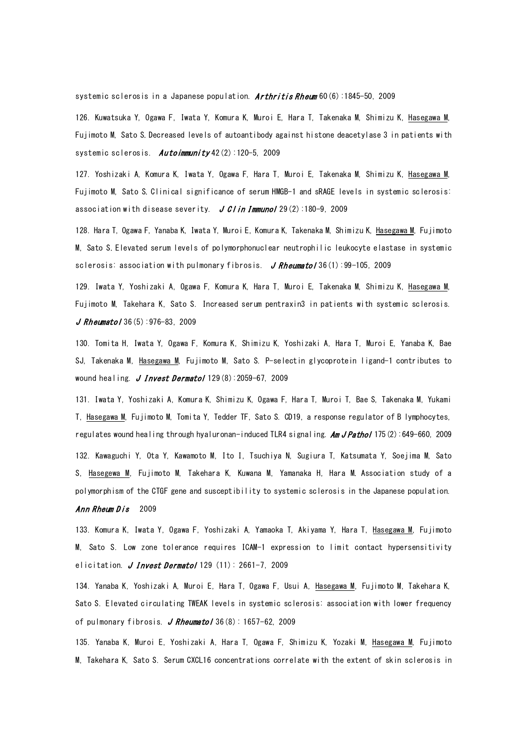systemic sclerosis in a Japanese population. *Arthritis Rheum* 60(6):1845-50, 2009

126. Kuwatsuka Y, Ogawa F, Iwata Y, Komura K, Muroi E, Hara T, Takenaka M, Shimizu K, Hasegawa M, Fujimoto M, Sato S. Decreased levels of autoantibody against histone deacetylase 3 in patients with systemic sclerosis. *Autoimmunity* 42(2):120-5, 2009

127. Yoshizaki A, Komura K, Iwata Y, Ogawa F, Hara T, Muroi E, Takenaka M, Shimizu K, Hasegawa M, Fujimoto M, Sato S. Clinical significance of serum HMGB-1 and sRAGE levels in systemic sclerosis: association with disease severity. *J Clin Immunol* 29(2):180-9, 2009

128. Hara T, Ogawa F, Yanaba K, Iwata Y, Muroi E, Komura K, Takenaka M, Shimizu K, Hasegawa M, Fujimoto M, Sato S. Elevated serum levels of polymorphonuclear neutrophilic leukocyte elastase in systemic sclerosis: association with pulmonary fibrosis. *J Rheumatol* 36(1):99-105, 2009

129. Iwata Y, Yoshizaki A, Ogawa F, Komura K, Hara T, Muroi E, Takenaka M, Shimizu K, Hasegawa M, Fujimoto M, Takehara K, Sato S. Increased serum pentraxin3 in patients with systemic sclerosis. *J Rheumatol* 36(5):976-83, 2009

130. Tomita H, Iwata Y, Ogawa F, Komura K, Shimizu K, Yoshizaki A, Hara T, Muroi E, Yanaba K, Bae SJ, Takenaka M, Hasegawa M, Fujimoto M, Sato S. P-selectin glycoprotein ligand-1 contributes to wound healing. *J Invest Dermatol* 129(8):2059-67, 2009

131. Iwata Y, Yoshizaki A, Komura K, Shimizu K, Ogawa F, Hara T, Muroi T, Bae S, Takenaka M, Yukami T, Hasegawa M, Fujimoto M, Tomita Y, Tedder TF, Sato S. CD19, a response regulator of B lymphocytes, regulates wound healing through hyaluronan-induced TLR4 signaling. *Am J Pathol* 175(2):649-660, 2009

132. Kawaguchi Y, Ota Y, Kawamoto M, Ito I, Tsuchiya N, Sugiura T, Katsumata Y, Soejima M, Sato S, Hasegewa M, Fujimoto M, Takehara K, Kuwana M, Yamanaka H, Hara M. Association study of a polymorphism of the CTGF gene and susceptibility to systemic sclerosis in the Japanese population. *Ann Rheum Dis* 2009

133. Komura K, Iwata Y, Ogawa F, Yoshizaki A, Yamaoka T, Akiyama Y, Hara T, Hasegawa M, Fujimoto M, Sato S. Low zone tolerance requires ICAM-1 expression to limit contact hypersensitivity elicitation. *J Invest Dermatol* 129 (11): 2661-7, 2009

134. Yanaba K, Yoshizaki A, Muroi E, Hara T, Ogawa F, Usui A, Hasegawa M, Fujimoto M, Takehara K, Sato S. Elevated circulating TWEAK levels in systemic sclerosis: association with lower frequency of pulmonary fibrosis. *J Rheumatol* 36(8): 1657-62, 2009

135. Yanaba K, Muroi E, Yoshizaki A, Hara T, Ogawa F, Shimizu K, Yozaki M, Hasegawa M, Fujimoto M, Takehara K, Sato S. Serum CXCL16 concentrations correlate with the extent of skin sclerosis in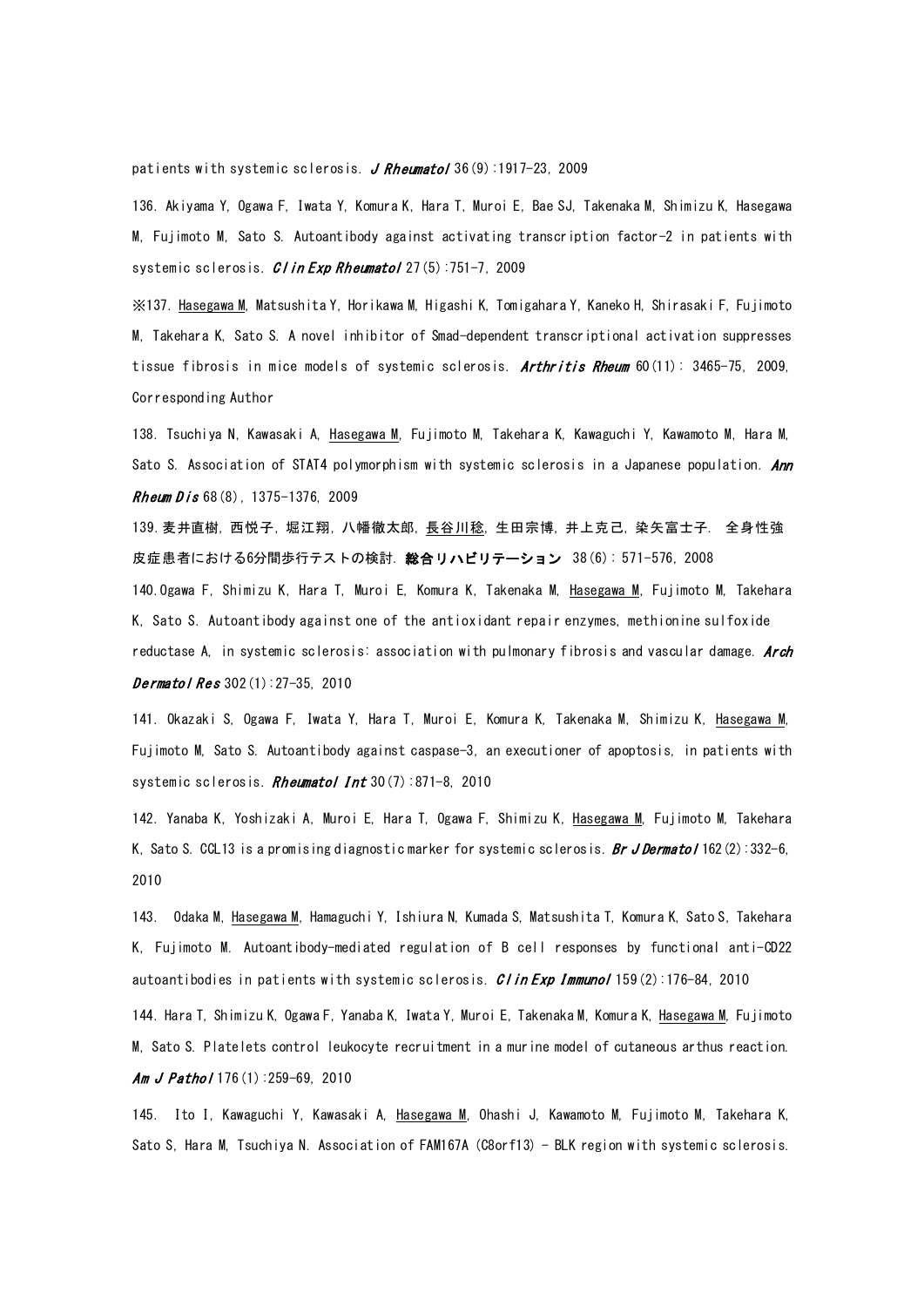patients with systemic sclerosis. *J Rheumatol* 36(9):1917-23, 2009

136. Akiyama Y, Ogawa F, Iwata Y, Komura K, Hara T, Muroi E, Bae SJ, Takenaka M, Shimizu K, Hasegawa M, Fujimoto M, Sato S. Autoantibody against activating transcription factor-2 in patients with systemic sclerosis. *Clin Exp Rheumatol* 27(5):751-7, 2009

※137. <u>Hasegawa M</u>, Matsushita Y, Horikawa M, Higashi K, Tomigahara Y, Kaneko H, Shirasaki F, Fujimoto M, Takehara K, Sato S. A novel inhibitor of Smad-dependent transcriptional activation suppresses tissue fibrosis in mice models of systemic sclerosis. *Arthritis Rheum* 60(11): 3465-75, 2009, Corresponding Author

138. Tsuchiya N, Kawasaki A, <u>Hasegawa M</u>, Fujimoto M, Takehara K, Kawaguchi Y, Kawamoto M, Hara M, Sato S. Association of STAT4 polymorphism with systemic sclerosis in a Japanese population. *Ann Rheum Dis* 68(8), 1375-1376, 2009

139. 麦井直樹, 西悦子, 堀江翔, 八幡徹太郎, <u>長谷川稔</u>, 生田宗博, 井上克己, 染矢富士子. 全身性強皮症患者における6分間歩行テストの検討. **総合リハビリテーション** 38(6): 571-576, 2008

140. Ogawa F, Shimizu K, Hara T, Muroi E, Komura K, Takenaka M, <u>Hasegawa M</u>, Fujimoto M, Takehara K, Sato S. Autoantibody against one of the antioxidant repair enzymes, methionine sulfoxide reductase A, in systemic sclerosis: association with pulmonary fibrosis and vascular damage. *Arch Dermatol Res* 302(1):27-35, 2010

141. Okazaki S, Ogawa F, Iwata Y, Hara T, Muroi E, Komura K, Takenaka M, Shimizu K, <u>Hasegawa M</u>, Fujimoto M, Sato S. Autoantibody against caspase-3, an executioner of apoptosis, in patients with systemic sclerosis. *Rheumatol Int* 30(7):871-8, 2010

142. Yanaba K, Yoshizaki A, Muroi E, Hara T, Ogawa F, Shimizu K, <u>Hasegawa M</u>, Fujimoto M, Takehara K, Sato S. CCL13 is a promising diagnostic marker for systemic sclerosis. *Br J Dermatol* 162(2):332-6, 2010

143. Odaka M, <u>Hasegawa M</u>, Hamaguchi Y, Ishiura N, Kumada S, Matsushita T, Komura K, Sato S, Takehara K, Fujimoto M. Autoantibody-mediated regulation of B cell responses by functional anti-CD22 autoantibodies in patients with systemic sclerosis. *Clin Exp Immunol* 159(2):176-84, 2010

144. Hara T, Shimizu K, Ogawa F, Yanaba K, Iwata Y, Muroi E, Takenaka M, Komura K, <u>Hasegawa M</u>, Fujimoto M, Sato S. Platelets control leukocyte recruitment in a murine model of cutaneous arthus reaction. *Am J Pathol* 176(1):259-69, 2010

145. Ito I, Kawaguchi Y, Kawasaki A, <u>Hasegawa M</u>, Ohashi J, Kawamoto M, Fujimoto M, Takehara K, Sato S, Hara M, Tsuchiya N. Association of FAM167A (C8orf13) - BLK region with systemic sclerosis.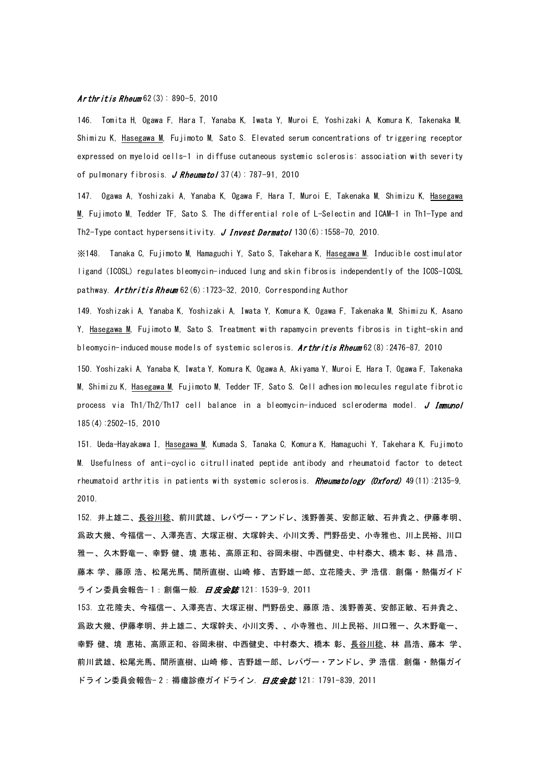*Arthritis Rheum* 62(3): 890-5, 2010

146. Tomita H, Ogawa F, Hara T, Yanaba K, Iwata Y, Muroi E, Yoshizaki A, Komura K, Takenaka M, Shimizu K, <u>Hasegawa M</u>, Fujimoto M, Sato S. Elevated serum concentrations of triggering receptor expressed on myeloid cells-1 in diffuse cutaneous systemic sclerosis: association with severity of pulmonary fibrosis. ***J Rheumatol*** 37(4): 787-91, 2010

147. Ogawa A, Yoshizaki A, Yanaba K, Ogawa F, Hara T, Muroi E, Takenaka M, Shimizu K, <u>Hasegawa M</u>, Fujimoto M, Tedder TF, Sato S. The differential role of L-Selectin and ICAM-1 in Th1-Type and Th2-Type contact hypersensitivity. ***J Invest Dermatol*** 130(6):1558-70, 2010.

※148. Tanaka C, Fujimoto M, Hamaguchi Y, Sato S, Takehara K, <u>Hasegawa M</u>. Inducible costimulator ligand (ICOSL) regulates bleomycin-induced lung and skin fibrosis independently of the ICOS-ICOSL pathway. ***Arthritis Rheum*** 62(6):1723-32, 2010, Corresponding Author

149. Yoshizaki A, Yanaba K, Yoshizaki A, Iwata Y, Komura K, Ogawa F, Takenaka M, Shimizu K, Asano Y, <u>Hasegawa M</u>, Fujimoto M, Sato S. Treatment with rapamycin prevents fibrosis in tight-skin and bleomycin-induced mouse models of systemic sclerosis. ***Arthritis Rheum*** 62(8):2476-87, 2010

150. Yoshizaki A, Yanaba K, Iwata Y, Komura K, Ogawa A, Akiyama Y, Muroi E, Hara T, Ogawa F, Takenaka M, Shimizu K, <u>Hasegawa M</u>, Fujimoto M, Tedder TF, Sato S. Cell adhesion molecules regulate fibrotic process via Th1/Th2/Th17 cell balance in a bleomycin-induced scleroderma model. ***J Immunol*** 185(4):2502-15, 2010

151. Ueda-Hayakawa I, <u>Hasegawa M</u>, Kumada S, Tanaka C, Komura K, Hamaguchi Y, Takehara K, Fujimoto M. Usefulness of anti-cyclic citrullinated peptide antibody and rheumatoid factor to detect rheumatoid arthritis in patients with systemic sclerosis. ***Rheumatology (Oxford)*** 49(11):2135-9, 2010.

152. 井上雄二、<u>長谷川稔</u>、前川武雄、レパヴー・アンドレ、浅野善英、安部正敏、石井貴之、伊藤孝明、爲政大幾、今福信一、入澤亮吉、大塚正樹、大塚幹夫、小川文秀、門野岳史、小寺雅也、川上民裕、川口雅一、久木野竜一、幸野 健、境 恵祐、高原正和、谷岡未樹、中西健史、中村泰大、橋本 彰、林 昌浩、藤本 学、藤原 浩、松尾光馬、間所直樹、山崎 修、吉野雄一郎、立花隆夫、尹 浩信. 創傷・熱傷ガイドライン委員会報告-1：創傷一般. ***日皮会誌*** 121: 1539-9, 2011

153. 立花隆夫、今福信一、入澤亮吉、大塚正樹、門野岳史、藤原 浩、浅野善英、安部正敏、石井貴之、爲政大幾、伊藤孝明、井上雄二、大塚幹夫、小川文秀、、小寺雅也、川上民裕、川口雅一、久木野竜一、幸野 健、境 恵祐、高原正和、谷岡未樹、中西健史、中村泰大、橋本 彰、<u>長谷川稔</u>、林 昌浩、藤本 学、前川武雄、松尾光馬、間所直樹、山崎 修、吉野雄一郎、レパヴー・アンドレ、尹 浩信. 創傷・熱傷ガイドライン委員会報告-2：褥瘡診療ガイドライン. ***日皮会誌*** 121: 1791-839, 2011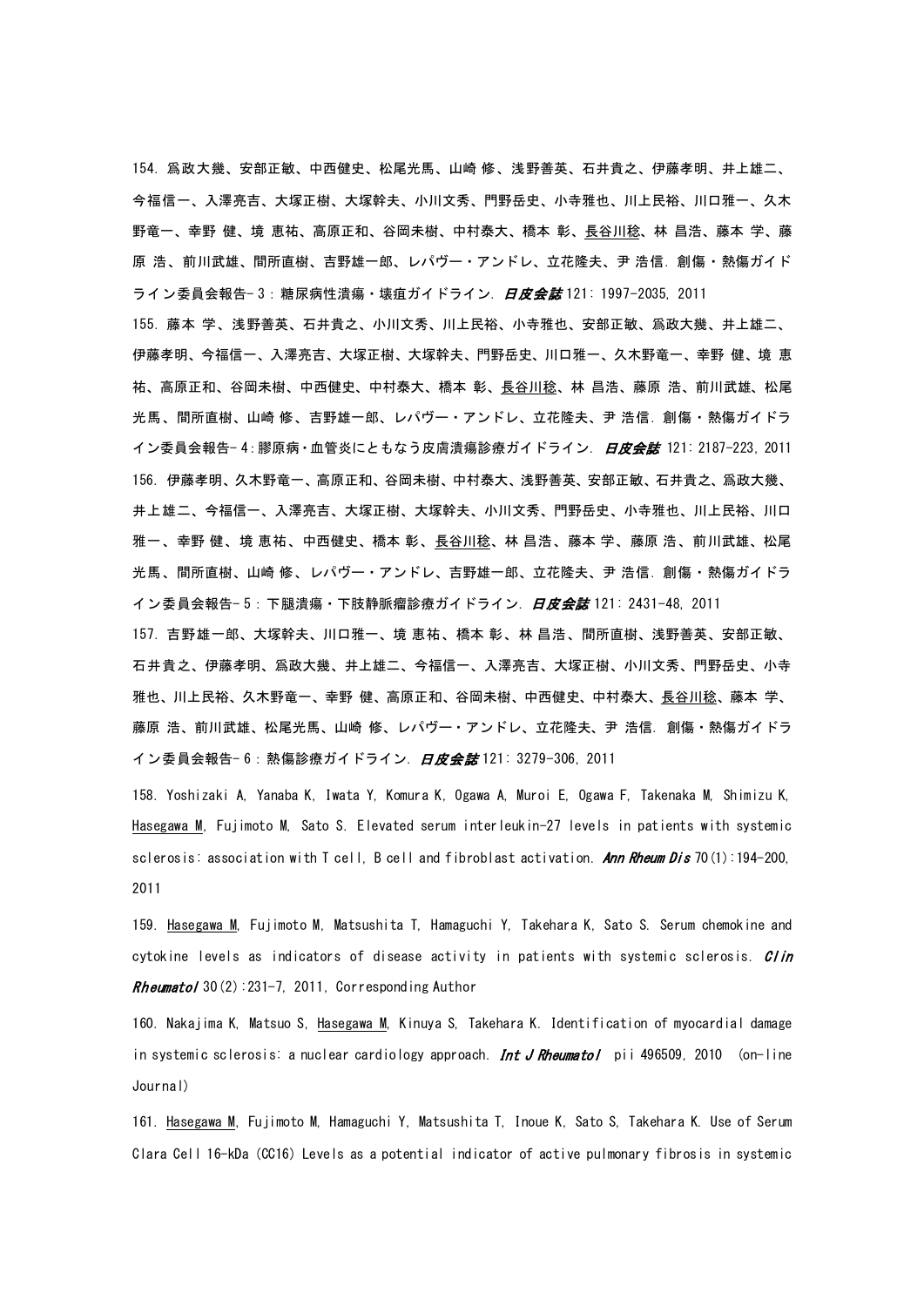154. 爲政大幾、安部正敏、中西健史、松尾光馬、山崎 修、浅野善英、石井貴之、伊藤孝明、井上雄二、今福信一、入澤亮吉、大塚正樹、大塚幹夫、小川文秀、門野岳史、小寺雅也、川上民裕、川口雅一、久木野竜一、幸野 健、境 恵祐、高原正和、谷岡未樹、中村泰大、橋本 彰、長谷川稔、林 昌浩、藤本 学、藤原 浩、前川武雄、間所直樹、吉野雄一郎、レパヴー・アンドレ、立花隆夫、尹 浩信. 創傷・熱傷ガイドライン委員会報告-3：糖尿病性潰瘍・壊疽ガイドライン. ***日皮会誌*** 121: 1997-2035, 2011

155. 藤本 学、浅野善英、石井貴之、小川文秀、川上民裕、小寺雅也、安部正敏、爲政大幾、井上雄二、伊藤孝明、今福信一、入澤亮吉、大塚正樹、大塚幹夫、門野岳史、川口雅一、久木野竜一、幸野 健、境 恵祐、高原正和、谷岡未樹、中西健史、中村泰大、橋本 彰、長谷川稔、林 昌浩、藤原 浩、前川武雄、松尾光馬、間所直樹、山崎 修、吉野雄一郎、レパヴー・アンドレ、立花隆夫、尹 浩信. 創傷・熱傷ガイドライン委員会報告-4:膠原病・血管炎にともなう皮膚潰瘍診療ガイドライン. ***日皮会誌*** 121: 2187-223, 2011

156. 伊藤孝明、久木野竜一、高原正和、谷岡未樹、中村泰大、浅野善英、安部正敏、石井貴之、爲政大幾、井上雄二、今福信一、入澤亮吉、大塚正樹、大塚幹夫、小川文秀、門野岳史、小寺雅也、川上民裕、川口雅一、幸野 健、境 恵祐、中西健史、橋本 彰、長谷川稔、林 昌浩、藤本 学、藤原 浩、前川武雄、松尾光馬、間所直樹、山崎 修、レパヴー・アンドレ、吉野雄一郎、立花隆夫、尹 浩信. 創傷・熱傷ガイドライン委員会報告-5：下腿潰瘍・下肢静脈瘤診療ガイドライン. ***日皮会誌*** 121: 2431-48, 2011

157. 吉野雄一郎、大塚幹夫、川口雅一、境 恵祐、橋本 彰、林 昌浩、間所直樹、浅野善英、安部正敏、石井貴之、伊藤孝明、爲政大幾、井上雄二、今福信一、入澤亮吉、大塚正樹、小川文秀、門野岳史、小寺雅也、川上民裕、久木野竜一、幸野 健、高原正和、谷岡未樹、中西健史、中村泰大、長谷川稔、藤本 学、藤原 浩、前川武雄、松尾光馬、山崎 修、レパヴー・アンドレ、立花隆夫、尹 浩信. 創傷・熱傷ガイドライン委員会報告-6：熱傷診療ガイドライン. ***日皮会誌*** 121: 3279-306, 2011

158. Yoshizaki A, Yanaba K, Iwata Y, Komura K, Ogawa A, Muroi E, Ogawa F, Takenaka M, Shimizu K, Hasegawa M, Fujimoto M, Sato S. Elevated serum interleukin-27 levels in patients with systemic sclerosis: association with T cell, B cell and fibroblast activation. ***Ann Rheum Dis*** 70(1):194-200, 2011

159. Hasegawa M, Fujimoto M, Matsushita T, Hamaguchi Y, Takehara K, Sato S. Serum chemokine and cytokine levels as indicators of disease activity in patients with systemic sclerosis. ***Clin Rheumatol*** 30(2):231-7, 2011, Corresponding Author

160. Nakajima K, Matsuo S, Hasegawa M, Kinuya S, Takehara K. Identification of myocardial damage in systemic sclerosis: a nuclear cardiology approach. ***Int J Rheumatol*** pii 496509, 2010 (on-line Journal)

161. Hasegawa M, Fujimoto M, Hamaguchi Y, Matsushita T, Inoue K, Sato S, Takehara K. Use of Serum Clara Cell 16-kDa (CC16) Levels as a potential indicator of active pulmonary fibrosis in systemic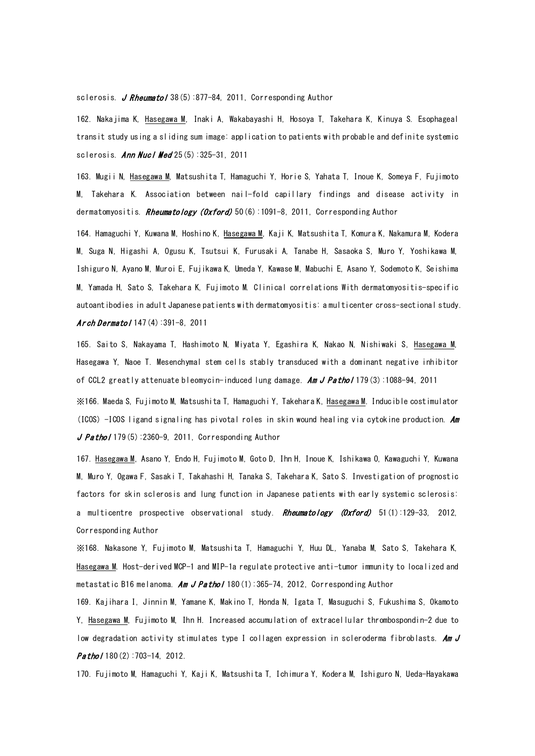sclerosis. *J Rheumatol* 38(5):877-84, 2011, Corresponding Author

162. Nakajima K, Hasegawa M, Inaki A, Wakabayashi H, Hosoya T, Takehara K, Kinuya S. Esophageal transit study using a sliding sum image: application to patients with probable and definite systemic sclerosis. *Ann Nucl Med* 25(5):325-31, 2011

163. Mugii N, Hasegawa M, Matsushita T, Hamaguchi Y, Horie S, Yahata T, Inoue K, Someya F, Fujimoto M, Takehara K. Association between nail-fold capillary findings and disease activity in dermatomyositis. *Rheumatology (Oxford)* 50(6):1091-8, 2011, Corresponding Author

164. Hamaguchi Y, Kuwana M, Hoshino K, Hasegawa M, Kaji K, Matsushita T, Komura K, Nakamura M, Kodera M, Suga N, Higashi A, Ogusu K, Tsutsui K, Furusaki A, Tanabe H, Sasaoka S, Muro Y, Yoshikawa M, Ishiguro N, Ayano M, Muroi E, Fujikawa K, Umeda Y, Kawase M, Mabuchi E, Asano Y, Sodemoto K, Seishima M, Yamada H, Sato S, Takehara K, Fujimoto M. Clinical correlations With dermatomyositis-specific autoantibodies in adult Japanese patients with dermatomyositis: a multicenter cross-sectional study. *Arch Dermatol* 147(4):391-8, 2011

165. Saito S, Nakayama T, Hashimoto N, Miyata Y, Egashira K, Nakao N, Nishiwaki S, Hasegawa M, Hasegawa Y, Naoe T. Mesenchymal stem cells stably transduced with a dominant negative inhibitor of CCL2 greatly attenuate bleomycin-induced lung damage. *Am J Pathol* 179(3):1088-94, 2011

※166. Maeda S, Fujimoto M, Matsushita T, Hamaguchi Y, Takehara K, Hasegawa M. Inducible costimulator (ICOS) -ICOS ligand signaling has pivotal roles in skin wound healing via cytokine production. *Am J Pathol* 179(5):2360-9, 2011, Corresponding Author

167. Hasegawa M, Asano Y, Endo H, Fujimoto M, Goto D, Ihn H, Inoue K, Ishikawa O, Kawaguchi Y, Kuwana M, Muro Y, Ogawa F, Sasaki T, Takahashi H, Tanaka S, Takehara K, Sato S. Investigation of prognostic factors for skin sclerosis and lung function in Japanese patients with early systemic sclerosis: a multicentre prospective observational study. *Rheumatology (Oxford)* 51(1):129-33, 2012, Corresponding Author

※168. Nakasone Y, Fujimoto M, Matsushita T, Hamaguchi Y, Huu DL, Yanaba M, Sato S, Takehara K, Hasegawa M. Host-derived MCP-1 and MIP-1a regulate protective anti-tumor immunity to localized and metastatic B16 melanoma. *Am J Pathol* 180(1):365-74, 2012, Corresponding Author

169. Kajihara I, Jinnin M, Yamane K, Makino T, Honda N, Igata T, Masuguchi S, Fukushima S, Okamoto Y, Hasegawa M, Fujimoto M, Ihn H. Increased accumulation of extracellular thrombospondin-2 due to low degradation activity stimulates type I collagen expression in scleroderma fibroblasts. *Am J Pathol* 180(2):703-14, 2012.

170. Fujimoto M, Hamaguchi Y, Kaji K, Matsushita T, Ichimura Y, Kodera M, Ishiguro N, Ueda-Hayakawa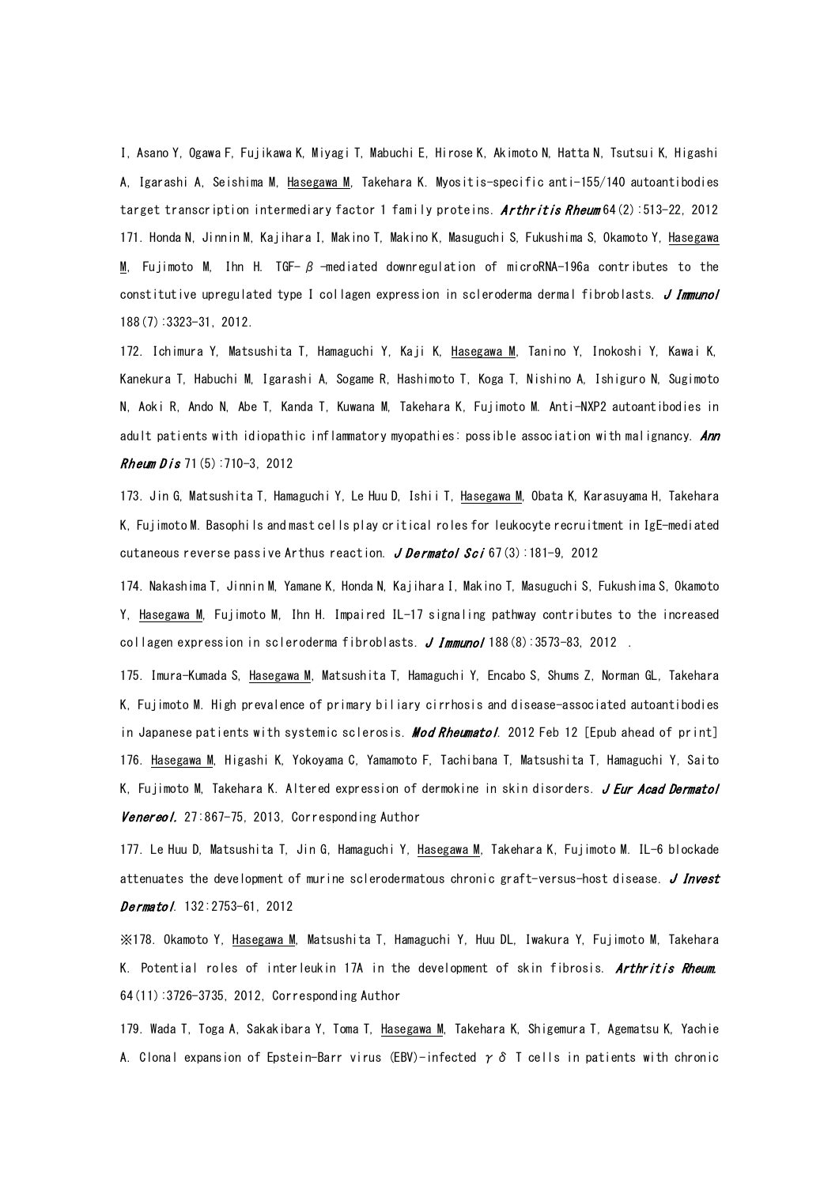I, Asano Y, Ogawa F, Fujikawa K, Miyagi T, Mabuchi E, Hirose K, Akimoto N, Hatta N, Tsutsui K, Higashi A, Igarashi A, Seishima M, <u>Hasegawa M</u>, Takehara K. Myositis-specific anti-155/140 autoantibodies target transcription intermediary factor 1 family proteins. ***Arthritis Rheum*** 64(2):513-22, 2012

171. Honda N, Jinnin M, Kajihara I, Makino T, Makino K, Masuguchi S, Fukushima S, Okamoto Y, <u>Hasegawa M</u>, Fujimoto M, Ihn H. TGF-β-mediated downregulation of microRNA-196a contributes to the constitutive upregulated type I collagen expression in scleroderma dermal fibroblasts. ***J Immunol*** 188(7):3323-31, 2012.

172. Ichimura Y, Matsushita T, Hamaguchi Y, Kaji K, <u>Hasegawa M</u>, Tanino Y, Inokoshi Y, Kawai K, Kanekura T, Habuchi M, Igarashi A, Sogame R, Hashimoto T, Koga T, Nishino A, Ishiguro N, Sugimoto N, Aoki R, Ando N, Abe T, Kanda T, Kuwana M, Takehara K, Fujimoto M. Anti-NXP2 autoantibodies in adult patients with idiopathic inflammatory myopathies: possible association with malignancy. ***Ann Rheum Dis*** 71(5):710-3, 2012

173. Jin G, Matsushita T, Hamaguchi Y, Le Huu D, Ishii T, <u>Hasegawa M</u>, Obata K, Karasuyama H, Takehara K, Fujimoto M. Basophils and mast cells play critical roles for leukocyte recruitment in IgE-mediated cutaneous reverse passive Arthus reaction. ***J Dermatol Sci*** 67(3):181-9, 2012

174. Nakashima T, Jinnin M, Yamane K, Honda N, Kajihara I, Makino T, Masuguchi S, Fukushima S, Okamoto Y, <u>Hasegawa M</u>, Fujimoto M, Ihn H. Impaired IL-17 signaling pathway contributes to the increased collagen expression in scleroderma fibroblasts. ***J Immunol*** 188(8):3573-83, 2012 .

175. Imura-Kumada S, <u>Hasegawa M</u>, Matsushita T, Hamaguchi Y, Encabo S, Shums Z, Norman GL, Takehara K, Fujimoto M. High prevalence of primary biliary cirrhosis and disease-associated autoantibodies in Japanese patients with systemic sclerosis. ***Mod Rheumatol***. 2012 Feb 12 [Epub ahead of print]

176. <u>Hasegawa M</u>, Higashi K, Yokoyama C, Yamamoto F, Tachibana T, Matsushita T, Hamaguchi Y, Saito K, Fujimoto M, Takehara K. Altered expression of dermokine in skin disorders. ***J Eur Acad Dermatol Venereol.*** 27:867-75, 2013, Corresponding Author

177. Le Huu D, Matsushita T, Jin G, Hamaguchi Y, <u>Hasegawa M</u>, Takehara K, Fujimoto M. IL-6 blockade attenuates the development of murine sclerodermatous chronic graft-versus-host disease. ***J Invest Dermatol***. 132:2753-61, 2012

※178. Okamoto Y, <u>Hasegawa M</u>, Matsushita T, Hamaguchi Y, Huu DL, Iwakura Y, Fujimoto M, Takehara K. Potential roles of interleukin 17A in the development of skin fibrosis. ***Arthritis Rheum.*** 64(11):3726-3735, 2012, Corresponding Author

179. Wada T, Toga A, Sakakibara Y, Toma T, <u>Hasegawa M</u>, Takehara K, Shigemura T, Agematsu K, Yachie A. Clonal expansion of Epstein-Barr virus (EBV)-infected γδ T cells in patients with chronic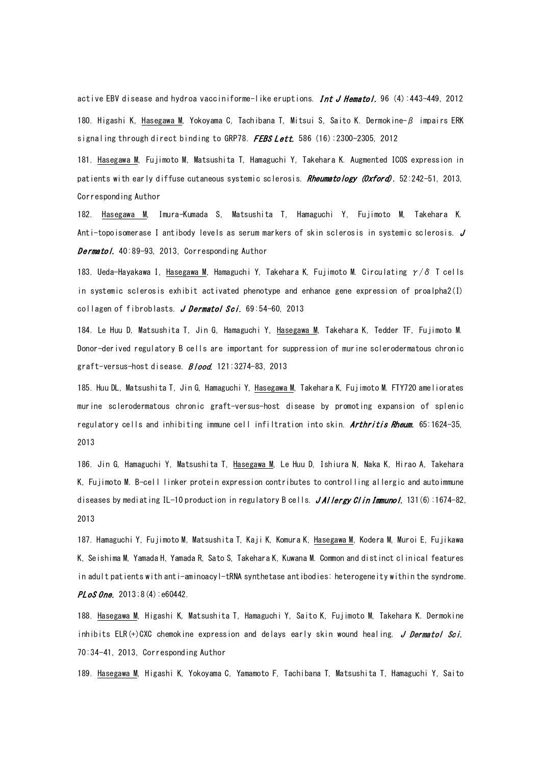active EBV disease and hydroa vacciniforme-like eruptions. *Int J Hematol.* 96 (4):443-449, 2012

180. Higashi K, Hasegawa M, Yokoyama C, Tachibana T, Mitsui S, Saito K. Dermokine-$\beta$ impairs ERK signaling through direct binding to GRP78. *FEBS Lett.* 586 (16):2300-2305, 2012

181. Hasegawa M, Fujimoto M, Matsushita T, Hamaguchi Y, Takehara K. Augmented ICOS expression in patients with early diffuse cutaneous systemic sclerosis. *Rheumatology (Oxford).* 52:242-51, 2013, Corresponding Author

182. Hasegawa M, Imura-Kumada S, Matsushita T, Hamaguchi Y, Fujimoto M, Takehara K. Anti-topoisomerase I antibody levels as serum markers of skin sclerosis in systemic sclerosis. *J Dermatol.* 40:89-93, 2013, Corresponding Author

183. Ueda-Hayakawa I, Hasegawa M, Hamaguchi Y, Takehara K, Fujimoto M. Circulating $\gamma/\delta$ T cells in systemic sclerosis exhibit activated phenotype and enhance gene expression of proalpha2(I) collagen of fibroblasts. *J Dermatol Sci.* 69:54-60, 2013

184. Le Huu D, Matsushita T, Jin G, Hamaguchi Y, Hasegawa M, Takehara K, Tedder TF, Fujimoto M. Donor-derived regulatory B cells are important for suppression of murine sclerodermatous chronic graft-versus-host disease. *Blood.* 121:3274-83, 2013

185. Huu DL, Matsushita T, Jin G, Hamaguchi Y, Hasegawa M, Takehara K, Fujimoto M. FTY720 ameliorates murine sclerodermatous chronic graft-versus-host disease by promoting expansion of splenic regulatory cells and inhibiting immune cell infiltration into skin. *Arthritis Rheum.* 65:1624-35, 2013

186. Jin G, Hamaguchi Y, Matsushita T, Hasegawa M, Le Huu D, Ishiura N, Naka K, Hirao A, Takehara K, Fujimoto M. B-cell linker protein expression contributes to controlling allergic and autoimmune diseases by mediating IL-10 production in regulatory B cells. *J Allergy Clin Immunol.* 131(6):1674-82, 2013

187. Hamaguchi Y, Fujimoto M, Matsushita T, Kaji K, Komura K, Hasegawa M, Kodera M, Muroi E, Fujikawa K, Seishima M, Yamada H, Yamada R, Sato S, Takehara K, Kuwana M. Common and distinct clinical features in adult patients with anti-aminoacyl-tRNA synthetase antibodies: heterogeneity within the syndrome. *PLoS One.* 2013;8(4):e60442.

188. Hasegawa M, Higashi K, Matsushita T, Hamaguchi Y, Saito K, Fujimoto M, Takehara K. Dermokine inhibits ELR(+)CXC chemokine expression and delays early skin wound healing. *J Dermatol Sci.* 70:34-41, 2013, Corresponding Author

189. Hasegawa M, Higashi K, Yokoyama C, Yamamoto F, Tachibana T, Matsushita T, Hamaguchi Y, Saito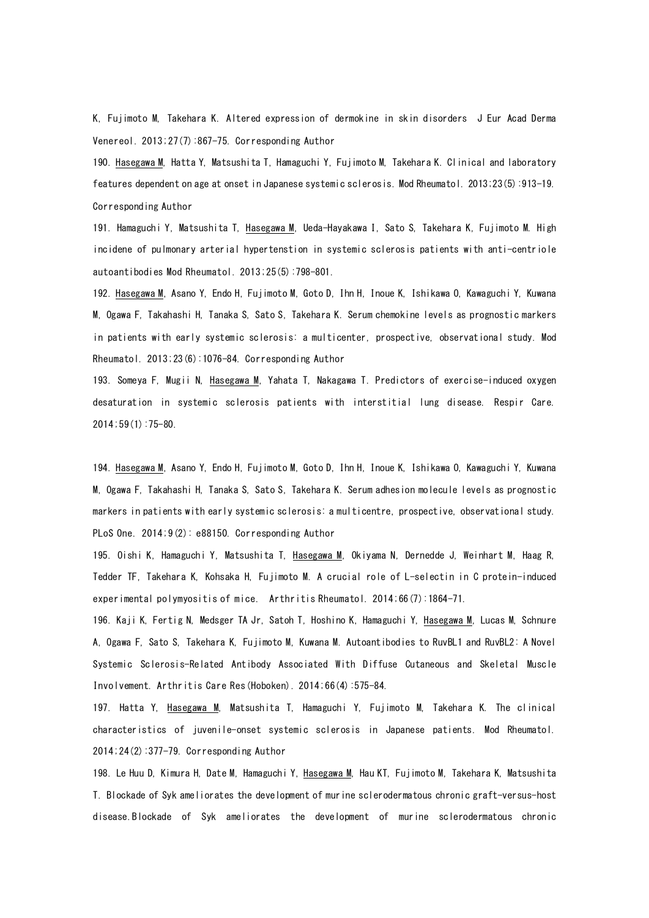K, Fujimoto M, Takehara K. Altered expression of dermokine in skin disorders J Eur Acad Derma Venereol. 2013;27(7):867-75. Corresponding Author

190. Hasegawa M, Hatta Y, Matsushita T, Hamaguchi Y, Fujimoto M, Takehara K. Clinical and laboratory features dependent on age at onset in Japanese systemic sclerosis. Mod Rheumatol. 2013;23(5):913-19. Corresponding Author

191. Hamaguchi Y, Matsushita T, Hasegawa M, Ueda-Hayakawa I, Sato S, Takehara K, Fujimoto M. High incidene of pulmonary arterial hypertenstion in systemic sclerosis patients with anti-centriole autoantibodies Mod Rheumatol. 2013;25(5):798-801.

192. Hasegawa M, Asano Y, Endo H, Fujimoto M, Goto D, Ihn H, Inoue K, Ishikawa O, Kawaguchi Y, Kuwana M, Ogawa F, Takahashi H, Tanaka S, Sato S, Takehara K. Serum chemokine levels as prognostic markers in patients with early systemic sclerosis: a multicenter, prospective, observational study. Mod Rheumatol. 2013;23(6):1076-84. Corresponding Author

193. Someya F, Mugii N, Hasegawa M, Yahata T, Nakagawa T. Predictors of exercise-induced oxygen desaturation in systemic sclerosis patients with interstitial lung disease. Respir Care. 2014;59(1):75-80.

194. Hasegawa M, Asano Y, Endo H, Fujimoto M, Goto D, Ihn H, Inoue K, Ishikawa O, Kawaguchi Y, Kuwana M, Ogawa F, Takahashi H, Tanaka S, Sato S, Takehara K. Serum adhesion molecule levels as prognostic markers in patients with early systemic sclerosis: a multicentre, prospective, observational study. PLoS One. 2014;9(2): e88150. Corresponding Author

195. Oishi K, Hamaguchi Y, Matsushita T, Hasegawa M, Okiyama N, Dernedde J, Weinhart M, Haag R, Tedder TF, Takehara K, Kohsaka H, Fujimoto M. A crucial role of L-selectin in C protein-induced experimental polymyositis of mice. Arthritis Rheumatol. 2014;66(7):1864-71.

196. Kaji K, Fertig N, Medsger TA Jr, Satoh T, Hoshino K, Hamaguchi Y, Hasegawa M, Lucas M, Schnure A, Ogawa F, Sato S, Takehara K, Fujimoto M, Kuwana M. Autoantibodies to RuvBL1 and RuvBL2: A Novel Systemic Sclerosis-Related Antibody Associated With Diffuse Cutaneous and Skeletal Muscle Involvement. Arthritis Care Res(Hoboken). 2014;66(4):575-84.

197. Hatta Y, Hasegawa M, Matsushita T, Hamaguchi Y, Fujimoto M, Takehara K. The clinical characteristics of juvenile-onset systemic sclerosis in Japanese patients. Mod Rheumatol. 2014;24(2):377-79. Corresponding Author

198. Le Huu D, Kimura H, Date M, Hamaguchi Y, Hasegawa M, Hau KT, Fujimoto M, Takehara K, Matsushita T. Blockade of Syk ameliorates the development of murine sclerodermatous chronic graft-versus-host disease.Blockade of Syk ameliorates the development of murine sclerodermatous chronic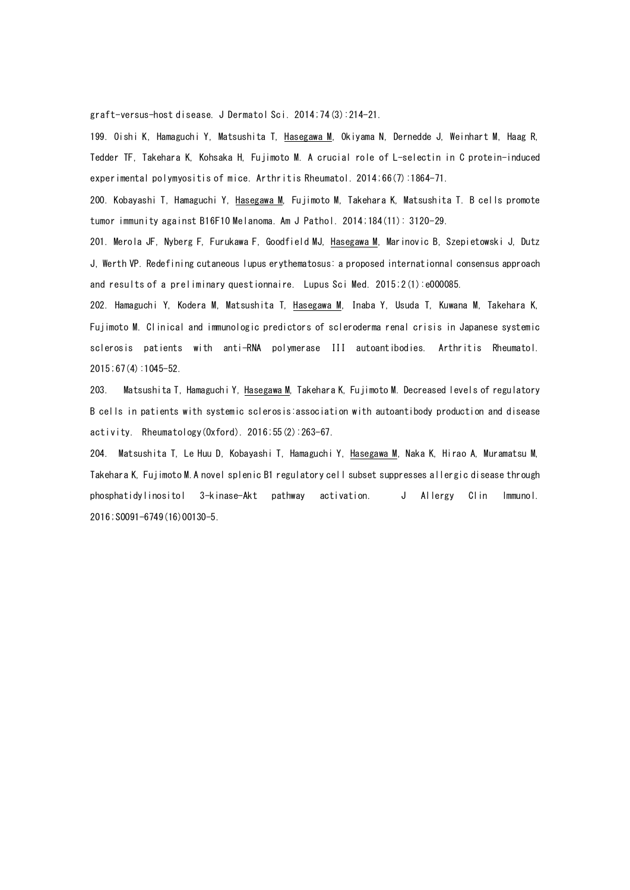graft-versus-host disease. J Dermatol Sci. 2014;74(3):214-21.

199. Oishi K, Hamaguchi Y, Matsushita T, Hasegawa M, Okiyama N, Dernedde J, Weinhart M, Haag R, Tedder TF, Takehara K, Kohsaka H, Fujimoto M. A crucial role of L-selectin in C protein-induced experimental polymyositis of mice. Arthritis Rheumatol. 2014;66(7):1864-71.

200. Kobayashi T, Hamaguchi Y, Hasegawa M, Fujimoto M, Takehara K, Matsushita T. B cells promote tumor immunity against B16F10 Melanoma. Am J Pathol. 2014;184(11): 3120-29.

201. Merola JF, Nyberg F, Furukawa F, Goodfield MJ, Hasegawa M, Marinovic B, Szepietowski J, Dutz J, Werth VP. Redefining cutaneous lupus erythematosus: a proposed internationnal consensus approach and results of a preliminary questionnaire. Lupus Sci Med. 2015;2(1):e000085.

202. Hamaguchi Y, Kodera M, Matsushita T, Hasegawa M, Inaba Y, Usuda T, Kuwana M, Takehara K, Fujimoto M. Clinical and immunologic predictors of scleroderma renal crisis in Japanese systemic sclerosis patients with anti-RNA polymerase III autoantibodies. Arthritis Rheumatol. 2015;67(4):1045-52.

203. Matsushita T, Hamaguchi Y, Hasegawa M, Takehara K, Fujimoto M. Decreased levels of regulatory B cells in patients with systemic sclerosis:association with autoantibody production and disease activity. Rheumatology(Oxford). 2016;55(2):263-67.

204. Matsushita T, Le Huu D, Kobayashi T, Hamaguchi Y, Hasegawa M, Naka K, Hirao A, Muramatsu M, Takehara K, Fujimoto M. A novel splenic B1 regulatory cell subset suppresses allergic disease through phosphatidylinositol 3-kinase-Akt pathway activation. J Allergy Clin Immunol. 2016;S0091-6749(16)00130-5.